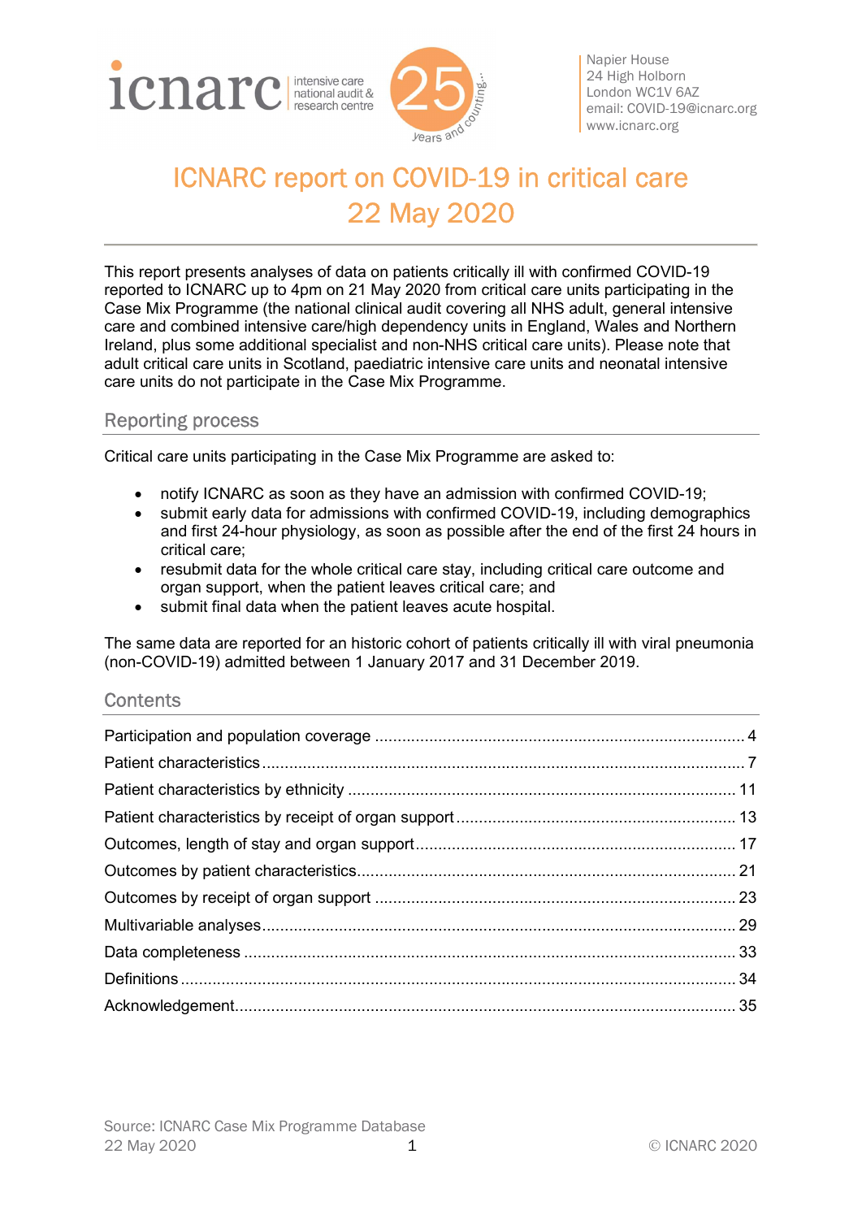icnarc intensive care national audit & research centre — 25 years and counting...

Napier House
24 High Holborn
London WC1V 6AZ
email: COVID-19@icnarc.org
www.icnarc.org

# ICNARC report on COVID-19 in critical care 22 May 2020

This report presents analyses of data on patients critically ill with confirmed COVID-19 reported to ICNARC up to 4pm on 21 May 2020 from critical care units participating in the Case Mix Programme (the national clinical audit covering all NHS adult, general intensive care and combined intensive care/high dependency units in England, Wales and Northern Ireland, plus some additional specialist and non-NHS critical care units). Please note that adult critical care units in Scotland, paediatric intensive care units and neonatal intensive care units do not participate in the Case Mix Programme.

## Reporting process

Critical care units participating in the Case Mix Programme are asked to:

- notify ICNARC as soon as they have an admission with confirmed COVID-19;
- submit early data for admissions with confirmed COVID-19, including demographics and first 24-hour physiology, as soon as possible after the end of the first 24 hours in critical care;
- resubmit data for the whole critical care stay, including critical care outcome and organ support, when the patient leaves critical care; and
- submit final data when the patient leaves acute hospital.

The same data are reported for an historic cohort of patients critically ill with viral pneumonia (non-COVID-19) admitted between 1 January 2017 and 31 December 2019.

## Contents

| | |
|---|---|
| Participation and population coverage | 4 |
| Patient characteristics | 7 |
| Patient characteristics by ethnicity | 11 |
| Patient characteristics by receipt of organ support | 13 |
| Outcomes, length of stay and organ support | 17 |
| Outcomes by patient characteristics | 21 |
| Outcomes by receipt of organ support | 23 |
| Multivariable analyses | 29 |
| Data completeness | 33 |
| Definitions | 34 |
| Acknowledgement | 35 |

Source: ICNARC Case Mix Programme Database
22 May 2020

© ICNARC 2020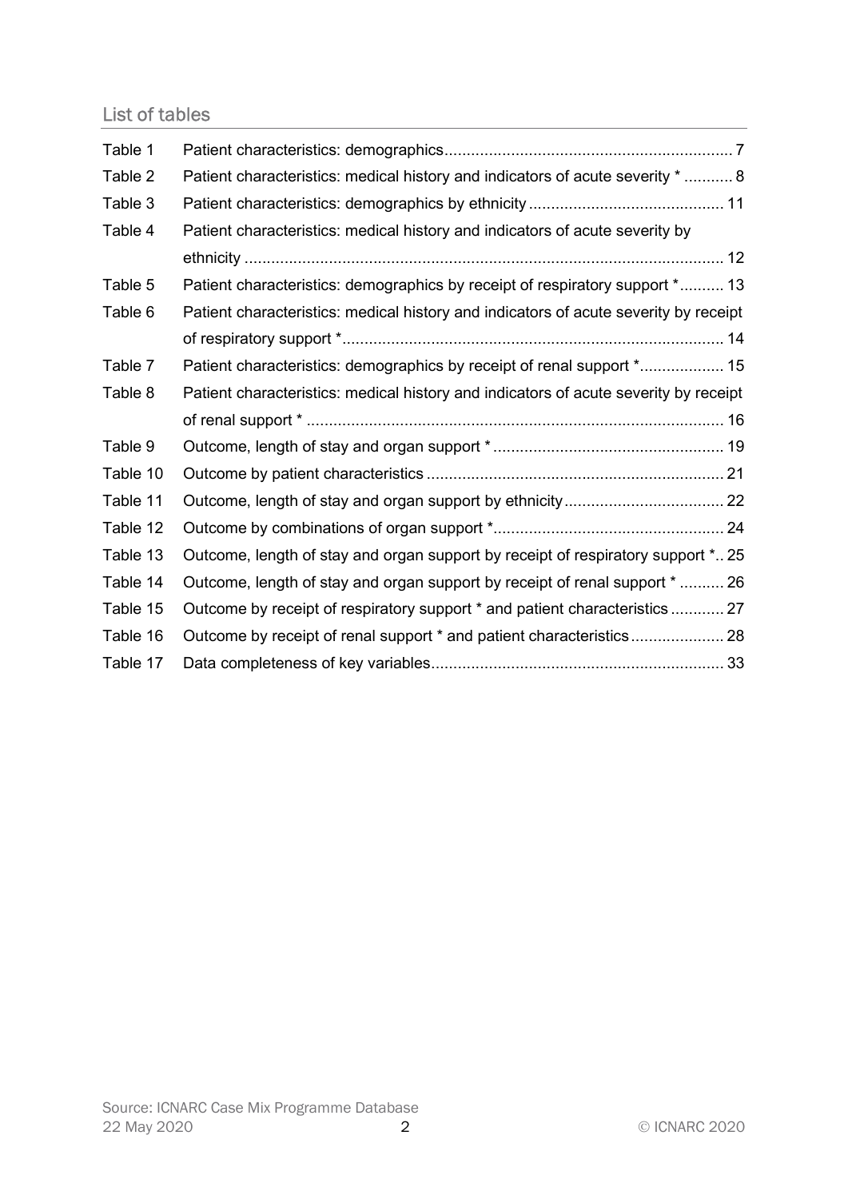## List of tables

| | | |
|---|---|---|
| Table 1 | Patient characteristics: demographics | 7 |
| Table 2 | Patient characteristics: medical history and indicators of acute severity * | 8 |
| Table 3 | Patient characteristics: demographics by ethnicity | 11 |
| Table 4 | Patient characteristics: medical history and indicators of acute severity by ethnicity | 12 |
| Table 5 | Patient characteristics: demographics by receipt of respiratory support * | 13 |
| Table 6 | Patient characteristics: medical history and indicators of acute severity by receipt of respiratory support * | 14 |
| Table 7 | Patient characteristics: demographics by receipt of renal support * | 15 |
| Table 8 | Patient characteristics: medical history and indicators of acute severity by receipt of renal support * | 16 |
| Table 9 | Outcome, length of stay and organ support * | 19 |
| Table 10 | Outcome by patient characteristics | 21 |
| Table 11 | Outcome, length of stay and organ support by ethnicity | 22 |
| Table 12 | Outcome by combinations of organ support * | 24 |
| Table 13 | Outcome, length of stay and organ support by receipt of respiratory support * | 25 |
| Table 14 | Outcome, length of stay and organ support by receipt of renal support * | 26 |
| Table 15 | Outcome by receipt of respiratory support * and patient characteristics | 27 |
| Table 16 | Outcome by receipt of renal support * and patient characteristics | 28 |
| Table 17 | Data completeness of key variables | 33 |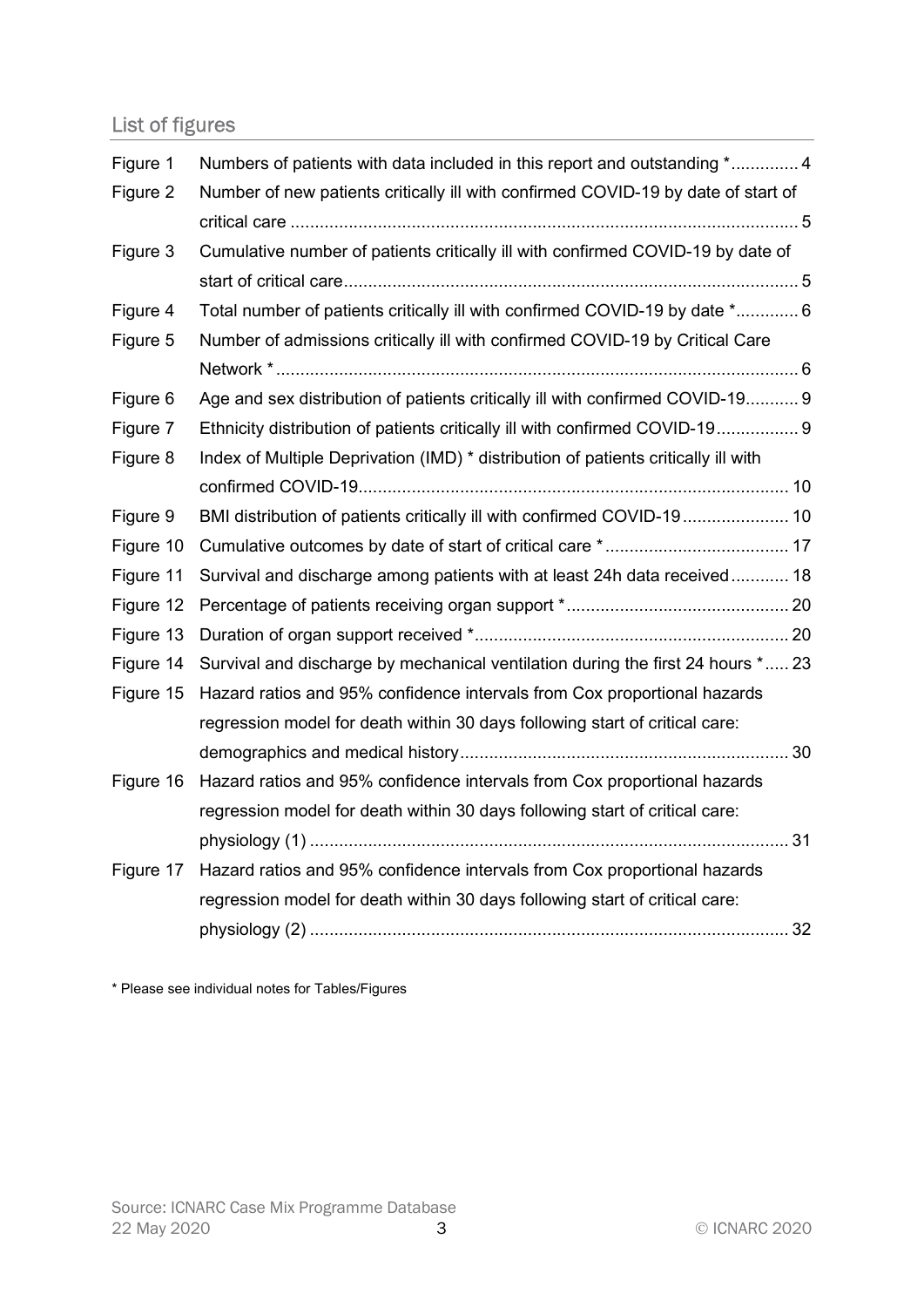## List of figures

| | | |
|---|---|---|
| Figure 1 | Numbers of patients with data included in this report and outstanding * | 4 |
| Figure 2 | Number of new patients critically ill with confirmed COVID-19 by date of start of critical care | 5 |
| Figure 3 | Cumulative number of patients critically ill with confirmed COVID-19 by date of start of critical care | 5 |
| Figure 4 | Total number of patients critically ill with confirmed COVID-19 by date * | 6 |
| Figure 5 | Number of admissions critically ill with confirmed COVID-19 by Critical Care Network * | 6 |
| Figure 6 | Age and sex distribution of patients critically ill with confirmed COVID-19 | 9 |
| Figure 7 | Ethnicity distribution of patients critically ill with confirmed COVID-19 | 9 |
| Figure 8 | Index of Multiple Deprivation (IMD) * distribution of patients critically ill with confirmed COVID-19 | 10 |
| Figure 9 | BMI distribution of patients critically ill with confirmed COVID-19 | 10 |
| Figure 10 | Cumulative outcomes by date of start of critical care * | 17 |
| Figure 11 | Survival and discharge among patients with at least 24h data received | 18 |
| Figure 12 | Percentage of patients receiving organ support * | 20 |
| Figure 13 | Duration of organ support received * | 20 |
| Figure 14 | Survival and discharge by mechanical ventilation during the first 24 hours * | 23 |
| Figure 15 | Hazard ratios and 95% confidence intervals from Cox proportional hazards regression model for death within 30 days following start of critical care: demographics and medical history | 30 |
| Figure 16 | Hazard ratios and 95% confidence intervals from Cox proportional hazards regression model for death within 30 days following start of critical care: physiology (1) | 31 |
| Figure 17 | Hazard ratios and 95% confidence intervals from Cox proportional hazards regression model for death within 30 days following start of critical care: physiology (2) | 32 |

* Please see individual notes for Tables/Figures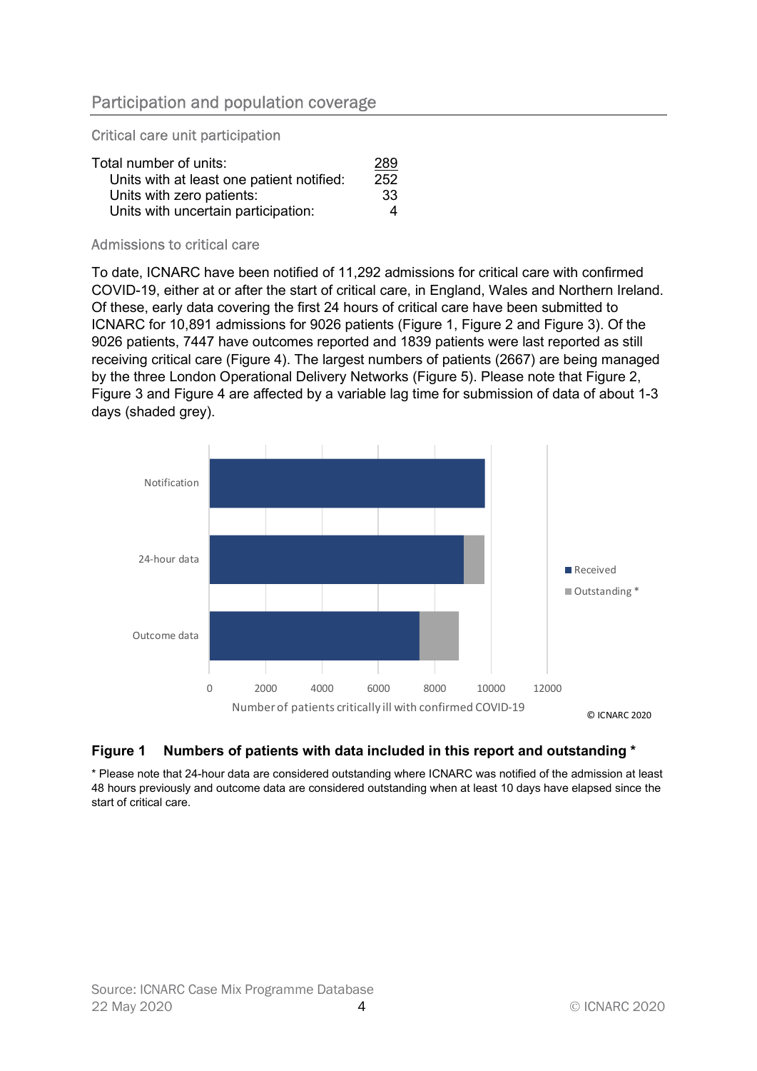## Participation and population coverage

### Critical care unit participation

| | |
|---|---|
| Total number of units: | 289 |
| Units with at least one patient notified: | 252 |
| Units with zero patients: | 33 |
| Units with uncertain participation: | 4 |

### Admissions to critical care

To date, ICNARC have been notified of 11,292 admissions for critical care with confirmed COVID-19, either at or after the start of critical care, in England, Wales and Northern Ireland. Of these, early data covering the first 24 hours of critical care have been submitted to ICNARC for 10,891 admissions for 9026 patients (Figure 1, Figure 2 and Figure 3). Of the 9026 patients, 7447 have outcomes reported and 1839 patients were last reported as still receiving critical care (Figure 4). The largest numbers of patients (2667) are being managed by the three London Operational Delivery Networks (Figure 5). Please note that Figure 2, Figure 3 and Figure 4 are affected by a variable lag time for submission of data of about 1-3 days (shaded grey).

**Figure 1 Numbers of patients with data included in this report and outstanding ***

* Please note that 24-hour data are considered outstanding where ICNARC was notified of the admission at least 48 hours previously and outcome data are considered outstanding when at least 10 days have elapsed since the start of critical care.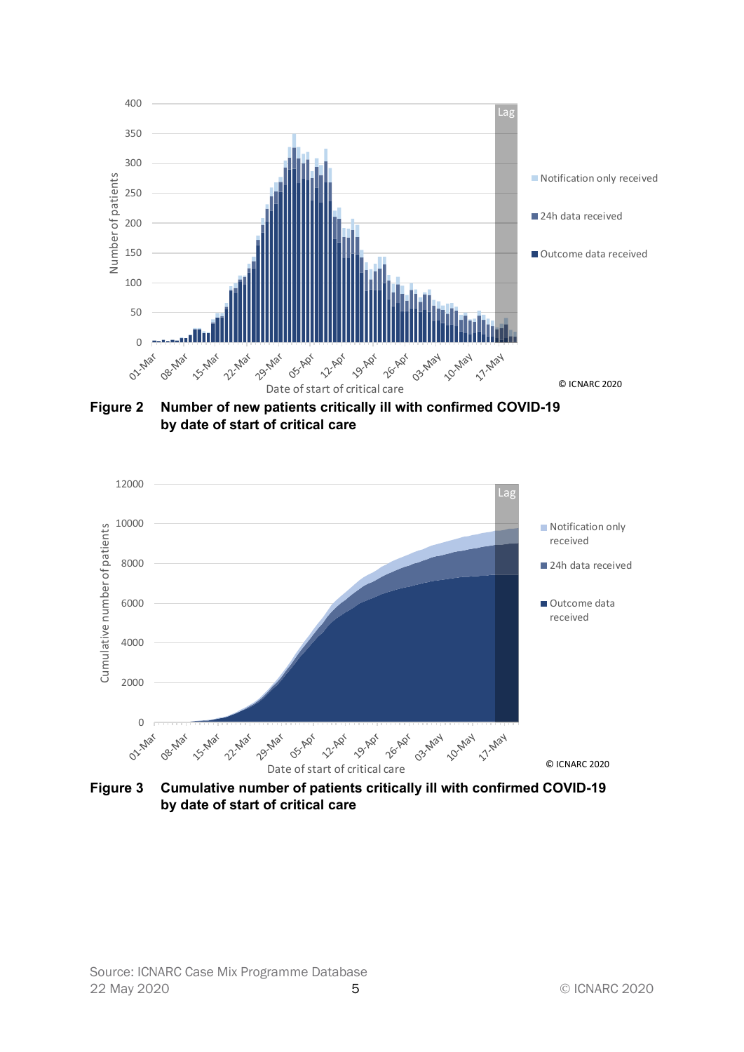**Figure 2** Number of new patients critically ill with confirmed COVID-19 by date of start of critical care

**Figure 3** Cumulative number of patients critically ill with confirmed COVID-19 by date of start of critical care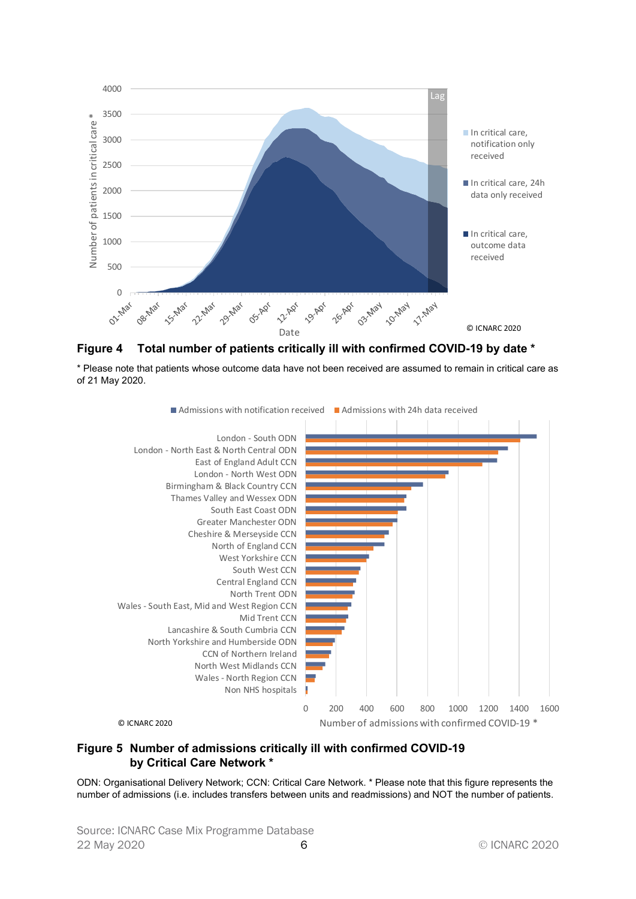**Figure 4 Total number of patients critically ill with confirmed COVID-19 by date ***

* Please note that patients whose outcome data have not been received are assumed to remain in critical care as of 21 May 2020.

**Figure 5 Number of admissions critically ill with confirmed COVID-19 by Critical Care Network ***

ODN: Organisational Delivery Network; CCN: Critical Care Network. * Please note that this figure represents the number of admissions (i.e. includes transfers between units and readmissions) and NOT the number of patients.

Source: ICNARC Case Mix Programme Database
22 May 2020
© ICNARC 2020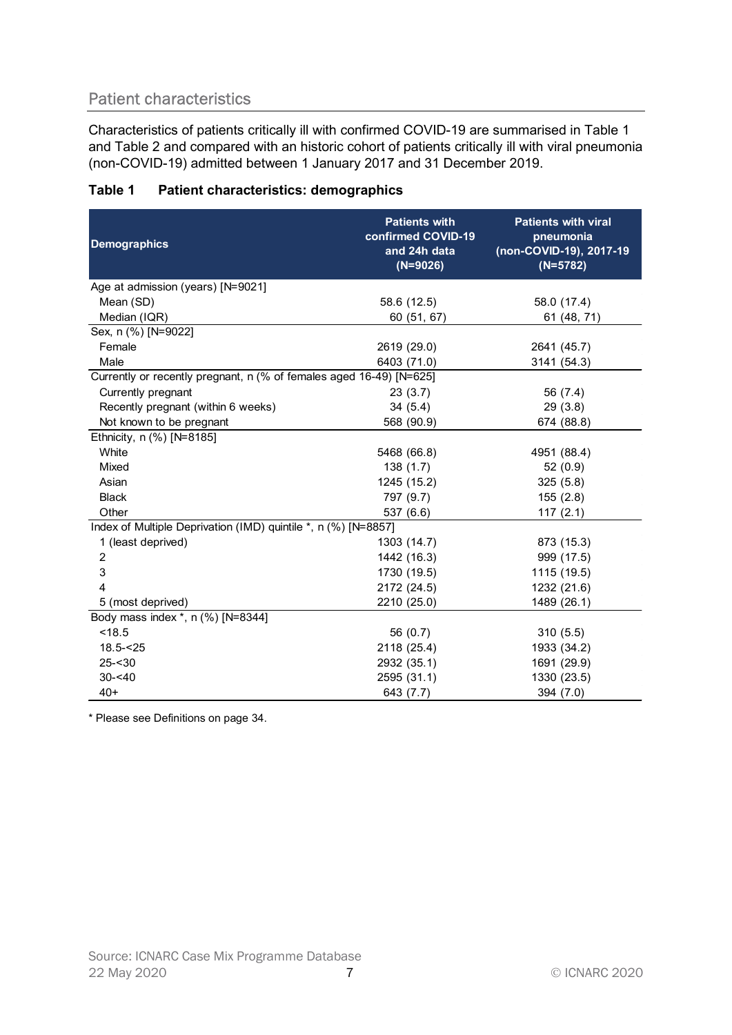## Patient characteristics

Characteristics of patients critically ill with confirmed COVID-19 are summarised in Table 1 and Table 2 and compared with an historic cohort of patients critically ill with viral pneumonia (non-COVID-19) admitted between 1 January 2017 and 31 December 2019.

**Table 1 Patient characteristics: demographics**

| Demographics | Patients with confirmed COVID-19 and 24h data (N=9026) | Patients with viral pneumonia (non-COVID-19), 2017-19 (N=5782) |
|---|---|---|
| Age at admission (years) [N=9021] | | |
| Mean (SD) | 58.6 (12.5) | 58.0 (17.4) |
| Median (IQR) | 60 (51, 67) | 61 (48, 71) |
| Sex, n (%) [N=9022] | | |
| Female | 2619 (29.0) | 2641 (45.7) |
| Male | 6403 (71.0) | 3141 (54.3) |
| Currently or recently pregnant, n (% of females aged 16-49) [N=625] | | |
| Currently pregnant | 23 (3.7) | 56 (7.4) |
| Recently pregnant (within 6 weeks) | 34 (5.4) | 29 (3.8) |
| Not known to be pregnant | 568 (90.9) | 674 (88.8) |
| Ethnicity, n (%) [N=8185] | | |
| White | 5468 (66.8) | 4951 (88.4) |
| Mixed | 138 (1.7) | 52 (0.9) |
| Asian | 1245 (15.2) | 325 (5.8) |
| Black | 797 (9.7) | 155 (2.8) |
| Other | 537 (6.6) | 117 (2.1) |
| Index of Multiple Deprivation (IMD) quintile *, n (%) [N=8857] | | |
| 1 (least deprived) | 1303 (14.7) | 873 (15.3) |
| 2 | 1442 (16.3) | 999 (17.5) |
| 3 | 1730 (19.5) | 1115 (19.5) |
| 4 | 2172 (24.5) | 1232 (21.6) |
| 5 (most deprived) | 2210 (25.0) | 1489 (26.1) |
| Body mass index *, n (%) [N=8344] | | |
| <18.5 | 56 (0.7) | 310 (5.5) |
| 18.5-<25 | 2118 (25.4) | 1933 (34.2) |
| 25-<30 | 2932 (35.1) | 1691 (29.9) |
| 30-<40 | 2595 (31.1) | 1330 (23.5) |
| 40+ | 643 (7.7) | 394 (7.0) |

* Please see Definitions on page 34.

Source: ICNARC Case Mix Programme Database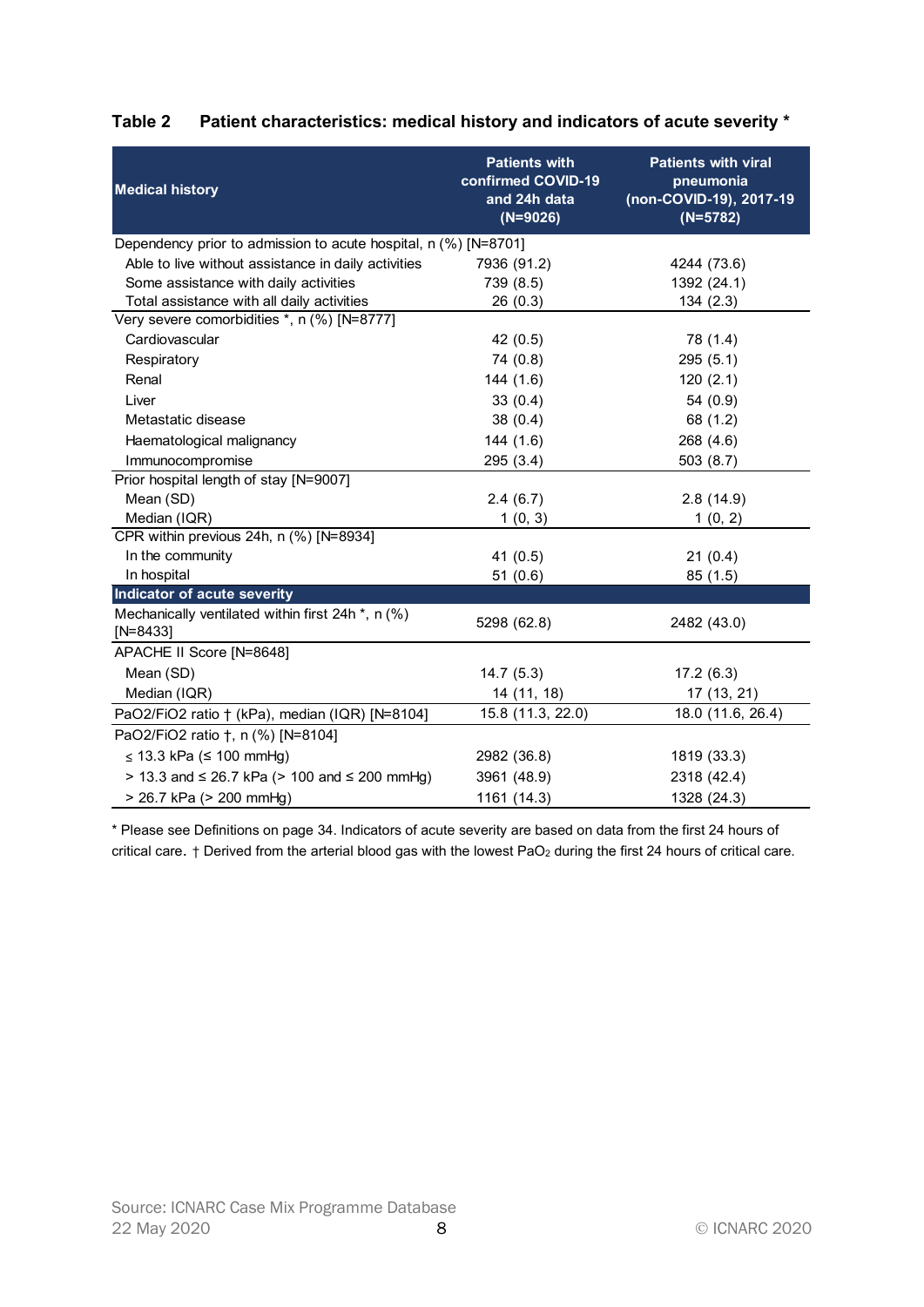### Table 2 Patient characteristics: medical history and indicators of acute severity *

| Medical history | Patients with confirmed COVID-19 and 24h data (N=9026) | Patients with viral pneumonia (non-COVID-19), 2017-19 (N=5782) |
|---|---|---|
| Dependency prior to admission to acute hospital, n (%) [N=8701] | | |
| Able to live without assistance in daily activities | 7936 (91.2) | 4244 (73.6) |
| Some assistance with daily activities | 739 (8.5) | 1392 (24.1) |
| Total assistance with all daily activities | 26 (0.3) | 134 (2.3) |
| Very severe comorbidities *, n (%) [N=8777] | | |
| Cardiovascular | 42 (0.5) | 78 (1.4) |
| Respiratory | 74 (0.8) | 295 (5.1) |
| Renal | 144 (1.6) | 120 (2.1) |
| Liver | 33 (0.4) | 54 (0.9) |
| Metastatic disease | 38 (0.4) | 68 (1.2) |
| Haematological malignancy | 144 (1.6) | 268 (4.6) |
| Immunocompromise | 295 (3.4) | 503 (8.7) |
| Prior hospital length of stay [N=9007] | | |
| Mean (SD) | 2.4 (6.7) | 2.8 (14.9) |
| Median (IQR) | 1 (0, 3) | 1 (0, 2) |
| CPR within previous 24h, n (%) [N=8934] | | |
| In the community | 41 (0.5) | 21 (0.4) |
| In hospital | 51 (0.6) | 85 (1.5) |
| **Indicator of acute severity** | | |
| Mechanically ventilated within first 24h *, n (%) [N=8433] | 5298 (62.8) | 2482 (43.0) |
| APACHE II Score [N=8648] | | |
| Mean (SD) | 14.7 (5.3) | 17.2 (6.3) |
| Median (IQR) | 14 (11, 18) | 17 (13, 21) |
| PaO2/FiO2 ratio † (kPa), median (IQR) [N=8104] | 15.8 (11.3, 22.0) | 18.0 (11.6, 26.4) |
| PaO2/FiO2 ratio †, n (%) [N=8104] | | |
| ≤ 13.3 kPa (≤ 100 mmHg) | 2982 (36.8) | 1819 (33.3) |
| > 13.3 and ≤ 26.7 kPa (> 100 and ≤ 200 mmHg) | 3961 (48.9) | 2318 (42.4) |
| > 26.7 kPa (> 200 mmHg) | 1161 (14.3) | 1328 (24.3) |

* Please see Definitions on page 34. Indicators of acute severity are based on data from the first 24 hours of critical care. † Derived from the arterial blood gas with the lowest $PaO_2$ during the first 24 hours of critical care.

Source: ICNARC Case Mix Programme Database
22 May 2020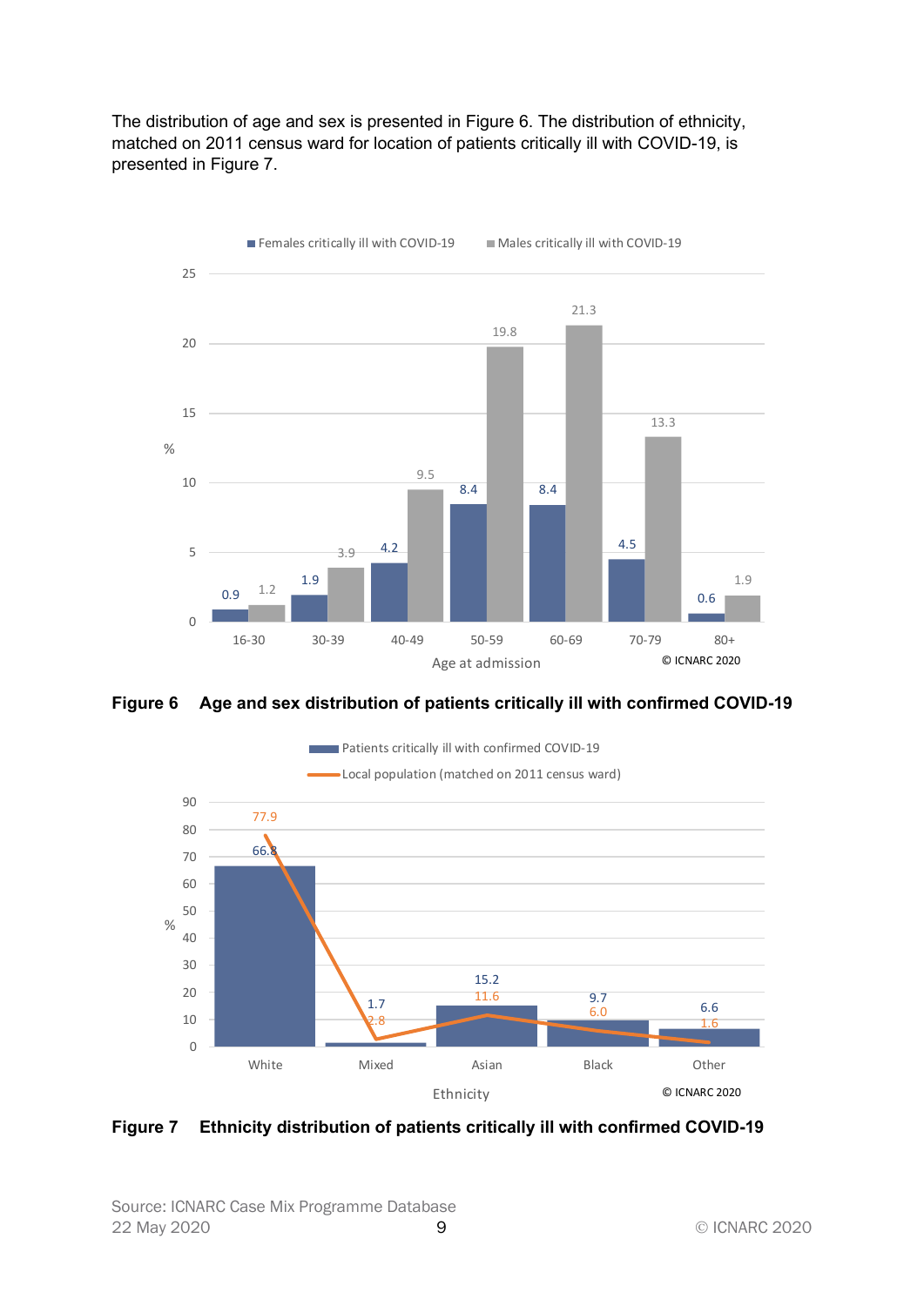The distribution of age and sex is presented in Figure 6. The distribution of ethnicity, matched on 2011 census ward for location of patients critically ill with COVID-19, is presented in Figure 7.

| Age at admission | Females critically ill with COVID-19 (%) | Males critically ill with COVID-19 (%) |
|---|---|---|
| 16-30 | 0.9 | 1.2 |
| 30-39 | 1.9 | 3.9 |
| 40-49 | 4.2 | 9.5 |
| 50-59 | 8.4 | 19.8 |
| 60-69 | 8.4 | 21.3 |
| 70-79 | 4.5 | 13.3 |
| 80+ | 0.6 | 1.9 |

© ICNARC 2020

**Figure 6 Age and sex distribution of patients critically ill with confirmed COVID-19**

| Ethnicity | Patients critically ill with confirmed COVID-19 (%) | Local population (matched on 2011 census ward) (%) |
|---|---|---|
| White | 66.8 | 77.9 |
| Mixed | 1.7 | 2.8 |
| Asian | 15.2 | 11.6 |
| Black | 9.7 | 6.0 |
| Other | 6.6 | 1.6 |

© ICNARC 2020

**Figure 7 Ethnicity distribution of patients critically ill with confirmed COVID-19**

Source: ICNARC Case Mix Programme Database
22 May 2020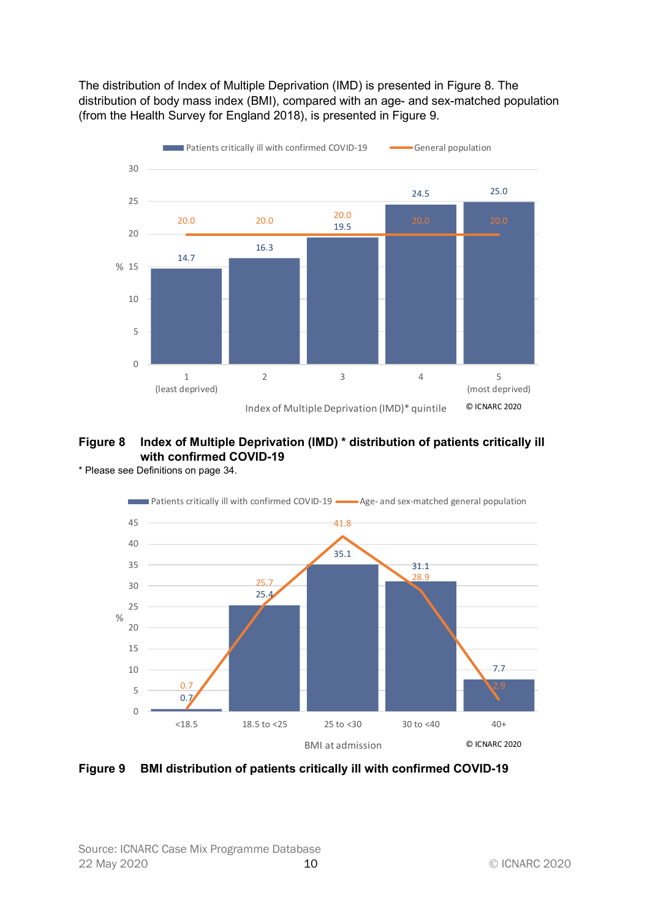The distribution of Index of Multiple Deprivation (IMD) is presented in Figure 8. The distribution of body mass index (BMI), compared with an age- and sex-matched population (from the Health Survey for England 2018), is presented in Figure 9.

| Index of Multiple Deprivation (IMD)* quintile | Patients critically ill with confirmed COVID-19 (%) | General population (%) |
|---|---|---|
| 1 (least deprived) | 14.7 | 20.0 |
| 2 | 16.3 | 20.0 |
| 3 | 19.5 | 20.0 |
| 4 | 24.5 | 20.0 |
| 5 (most deprived) | 25.0 | 20.0 |

© ICNARC 2020

**Figure 8 Index of Multiple Deprivation (IMD) * distribution of patients critically ill with confirmed COVID-19**

\* Please see Definitions on page 34.

| BMI at admission | Patients critically ill with confirmed COVID-19 (%) | Age- and sex-matched general population (%) |
|---|---|---|
| <18.5 | 0.7 | 0.7 |
| 18.5 to <25 | 25.4 | 25.7 |
| 25 to <30 | 35.1 | 41.8 |
| 30 to <40 | 31.1 | 28.9 |
| 40+ | 7.7 | 2.9 |

© ICNARC 2020

**Figure 9 BMI distribution of patients critically ill with confirmed COVID-19**

Source: ICNARC Case Mix Programme Database
22 May 2020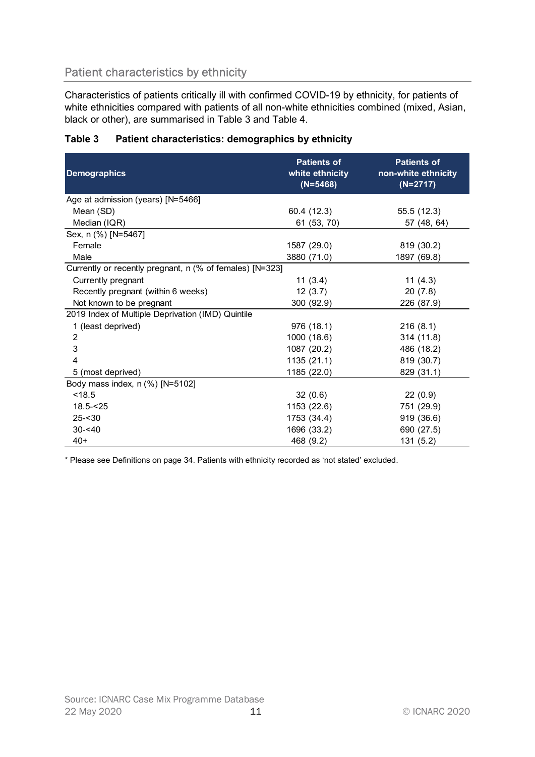## Patient characteristics by ethnicity

Characteristics of patients critically ill with confirmed COVID-19 by ethnicity, for patients of white ethnicities compared with patients of all non-white ethnicities combined (mixed, Asian, black or other), are summarised in Table 3 and Table 4.

**Table 3 Patient characteristics: demographics by ethnicity**

| Demographics | Patients of white ethnicity (N=5468) | Patients of non-white ethnicity (N=2717) |
|---|---|---|
| Age at admission (years) [N=5466] | | |
| Mean (SD) | 60.4 (12.3) | 55.5 (12.3) |
| Median (IQR) | 61 (53, 70) | 57 (48, 64) |
| Sex, n (%) [N=5467] | | |
| Female | 1587 (29.0) | 819 (30.2) |
| Male | 3880 (71.0) | 1897 (69.8) |
| Currently or recently pregnant, n (% of females) [N=323] | | |
| Currently pregnant | 11 (3.4) | 11 (4.3) |
| Recently pregnant (within 6 weeks) | 12 (3.7) | 20 (7.8) |
| Not known to be pregnant | 300 (92.9) | 226 (87.9) |
| 2019 Index of Multiple Deprivation (IMD) Quintile | | |
| 1 (least deprived) | 976 (18.1) | 216 (8.1) |
| 2 | 1000 (18.6) | 314 (11.8) |
| 3 | 1087 (20.2) | 486 (18.2) |
| 4 | 1135 (21.1) | 819 (30.7) |
| 5 (most deprived) | 1185 (22.0) | 829 (31.1) |
| Body mass index, n (%) [N=5102] | | |
| <18.5 | 32 (0.6) | 22 (0.9) |
| 18.5-<25 | 1153 (22.6) | 751 (29.9) |
| 25-<30 | 1753 (34.4) | 919 (36.6) |
| 30-<40 | 1696 (33.2) | 690 (27.5) |
| 40+ | 468 (9.2) | 131 (5.2) |

* Please see Definitions on page 34. Patients with ethnicity recorded as 'not stated' excluded.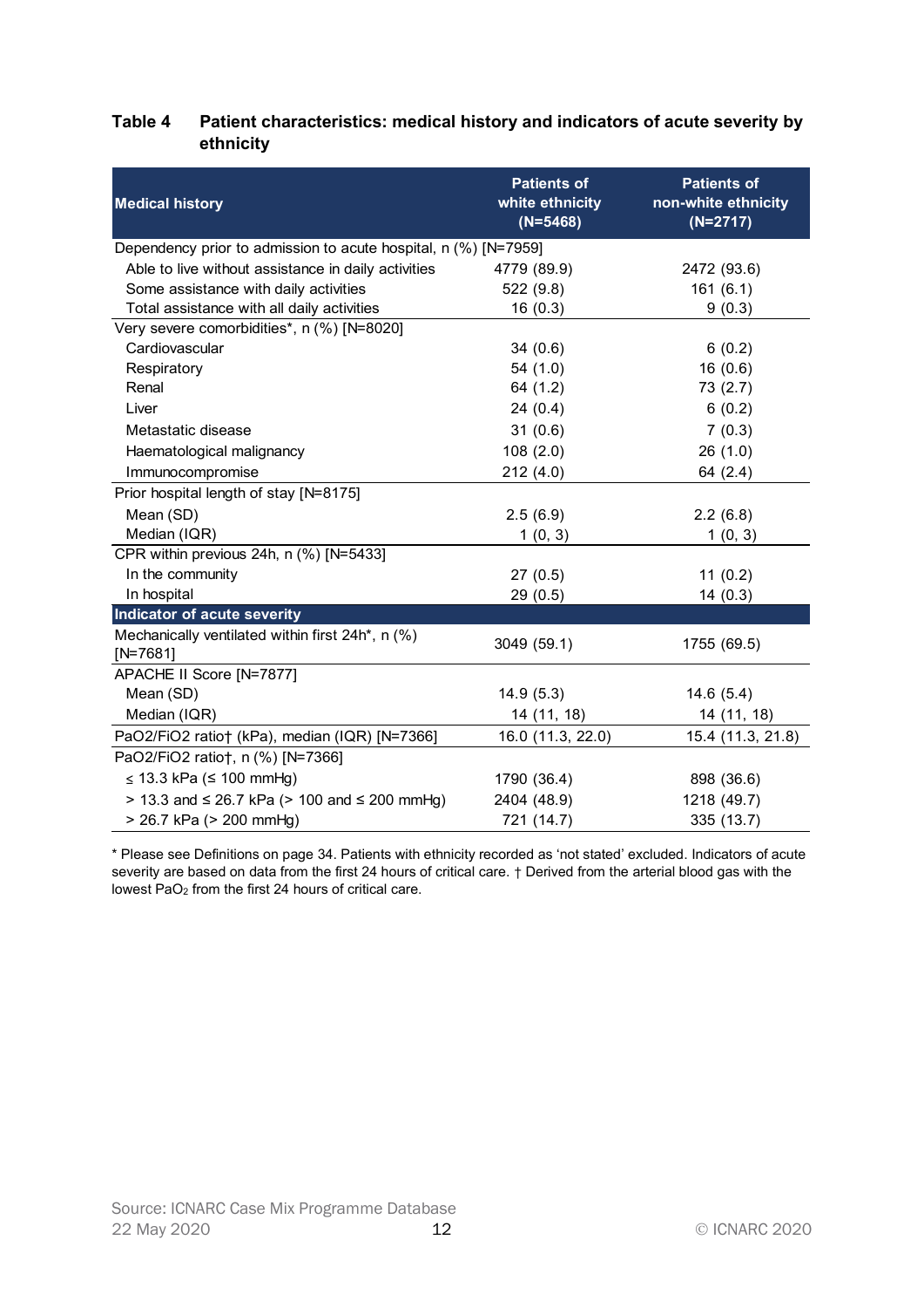**Table 4 Patient characteristics: medical history and indicators of acute severity by ethnicity**

| Medical history | Patients of white ethnicity (N=5468) | Patients of non-white ethnicity (N=2717) |
|---|---|---|
| Dependency prior to admission to acute hospital, n (%) [N=7959] | | |
| Able to live without assistance in daily activities | 4779 (89.9) | 2472 (93.6) |
| Some assistance with daily activities | 522 (9.8) | 161 (6.1) |
| Total assistance with all daily activities | 16 (0.3) | 9 (0.3) |
| Very severe comorbidities*, n (%) [N=8020] | | |
| Cardiovascular | 34 (0.6) | 6 (0.2) |
| Respiratory | 54 (1.0) | 16 (0.6) |
| Renal | 64 (1.2) | 73 (2.7) |
| Liver | 24 (0.4) | 6 (0.2) |
| Metastatic disease | 31 (0.6) | 7 (0.3) |
| Haematological malignancy | 108 (2.0) | 26 (1.0) |
| Immunocompromise | 212 (4.0) | 64 (2.4) |
| Prior hospital length of stay [N=8175] | | |
| Mean (SD) | 2.5 (6.9) | 2.2 (6.8) |
| Median (IQR) | 1 (0, 3) | 1 (0, 3) |
| CPR within previous 24h, n (%) [N=5433] | | |
| In the community | 27 (0.5) | 11 (0.2) |
| In hospital | 29 (0.5) | 14 (0.3) |
| **Indicator of acute severity** | | |
| Mechanically ventilated within first 24h*, n (%) [N=7681] | 3049 (59.1) | 1755 (69.5) |
| APACHE II Score [N=7877] | | |
| Mean (SD) | 14.9 (5.3) | 14.6 (5.4) |
| Median (IQR) | 14 (11, 18) | 14 (11, 18) |
| PaO2/FiO2 ratio† (kPa), median (IQR) [N=7366] | 16.0 (11.3, 22.0) | 15.4 (11.3, 21.8) |
| PaO2/FiO2 ratio†, n (%) [N=7366] | | |
| ≤ 13.3 kPa (≤ 100 mmHg) | 1790 (36.4) | 898 (36.6) |
| > 13.3 and ≤ 26.7 kPa (> 100 and ≤ 200 mmHg) | 2404 (48.9) | 1218 (49.7) |
| > 26.7 kPa (> 200 mmHg) | 721 (14.7) | 335 (13.7) |

* Please see Definitions on page 34. Patients with ethnicity recorded as 'not stated' excluded. Indicators of acute severity are based on data from the first 24 hours of critical care. † Derived from the arterial blood gas with the lowest $PaO_2$ from the first 24 hours of critical care.

Source: ICNARC Case Mix Programme Database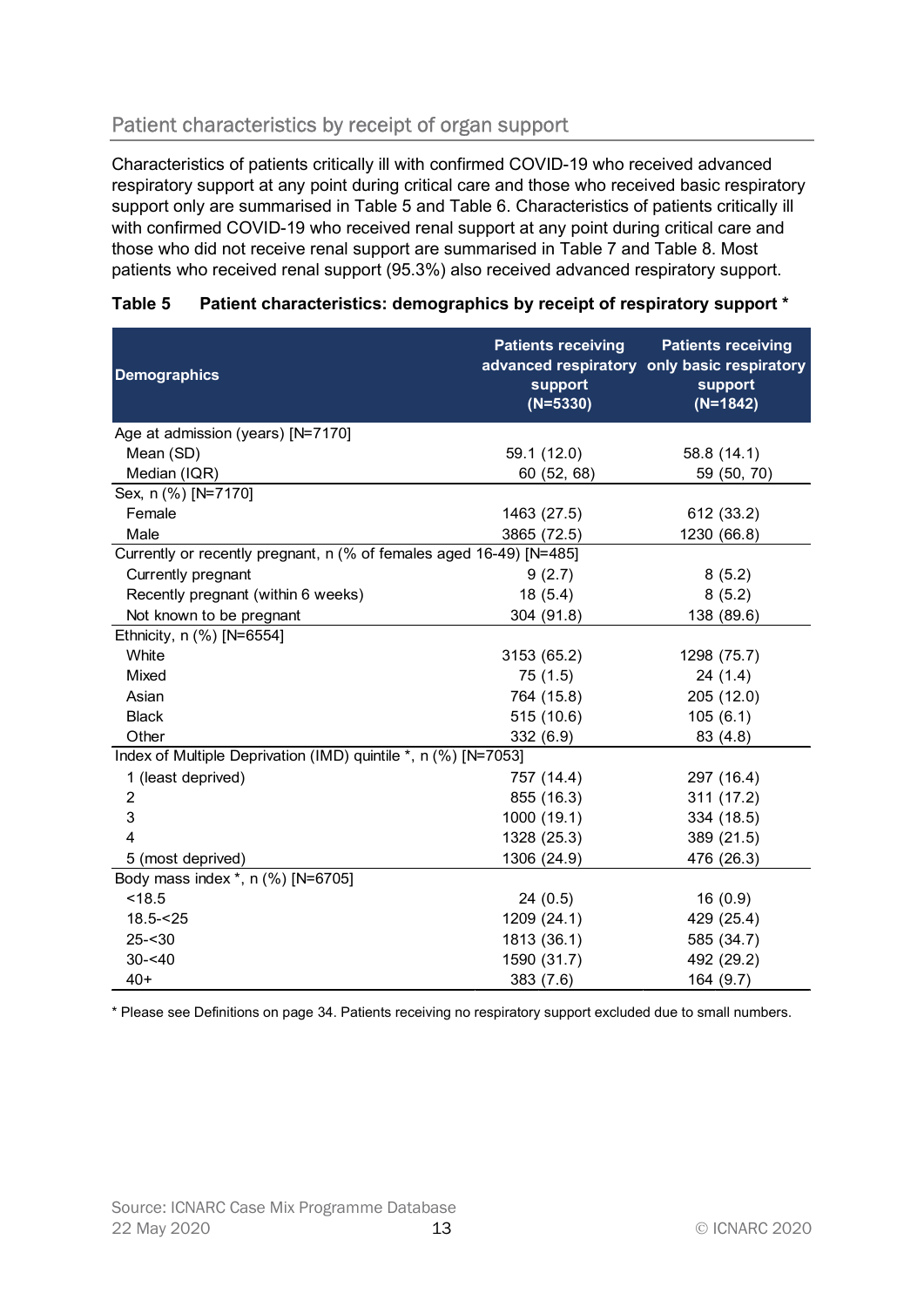## Patient characteristics by receipt of organ support

Characteristics of patients critically ill with confirmed COVID-19 who received advanced respiratory support at any point during critical care and those who received basic respiratory support only are summarised in Table 5 and Table 6. Characteristics of patients critically ill with confirmed COVID-19 who received renal support at any point during critical care and those who did not receive renal support are summarised in Table 7 and Table 8. Most patients who received renal support (95.3%) also received advanced respiratory support.

**Table 5 Patient characteristics: demographics by receipt of respiratory support \***

| Demographics | Patients receiving advanced respiratory support (N=5330) | Patients receiving only basic respiratory support (N=1842) |
|---|---|---|
| Age at admission (years) [N=7170] | | |
| Mean (SD) | 59.1 (12.0) | 58.8 (14.1) |
| Median (IQR) | 60 (52, 68) | 59 (50, 70) |
| Sex, n (%) [N=7170] | | |
| Female | 1463 (27.5) | 612 (33.2) |
| Male | 3865 (72.5) | 1230 (66.8) |
| Currently or recently pregnant, n (% of females aged 16-49) [N=485] | | |
| Currently pregnant | 9 (2.7) | 8 (5.2) |
| Recently pregnant (within 6 weeks) | 18 (5.4) | 8 (5.2) |
| Not known to be pregnant | 304 (91.8) | 138 (89.6) |
| Ethnicity, n (%) [N=6554] | | |
| White | 3153 (65.2) | 1298 (75.7) |
| Mixed | 75 (1.5) | 24 (1.4) |
| Asian | 764 (15.8) | 205 (12.0) |
| Black | 515 (10.6) | 105 (6.1) |
| Other | 332 (6.9) | 83 (4.8) |
| Index of Multiple Deprivation (IMD) quintile *, n (%) [N=7053] | | |
| 1 (least deprived) | 757 (14.4) | 297 (16.4) |
| 2 | 855 (16.3) | 311 (17.2) |
| 3 | 1000 (19.1) | 334 (18.5) |
| 4 | 1328 (25.3) | 389 (21.5) |
| 5 (most deprived) | 1306 (24.9) | 476 (26.3) |
| Body mass index *, n (%) [N=6705] | | |
| <18.5 | 24 (0.5) | 16 (0.9) |
| 18.5-<25 | 1209 (24.1) | 429 (25.4) |
| 25-<30 | 1813 (36.1) | 585 (34.7) |
| 30-<40 | 1590 (31.7) | 492 (29.2) |
| 40+ | 383 (7.6) | 164 (9.7) |

\* Please see Definitions on page 34. Patients receiving no respiratory support excluded due to small numbers.

Source: ICNARC Case Mix Programme Database
22 May 2020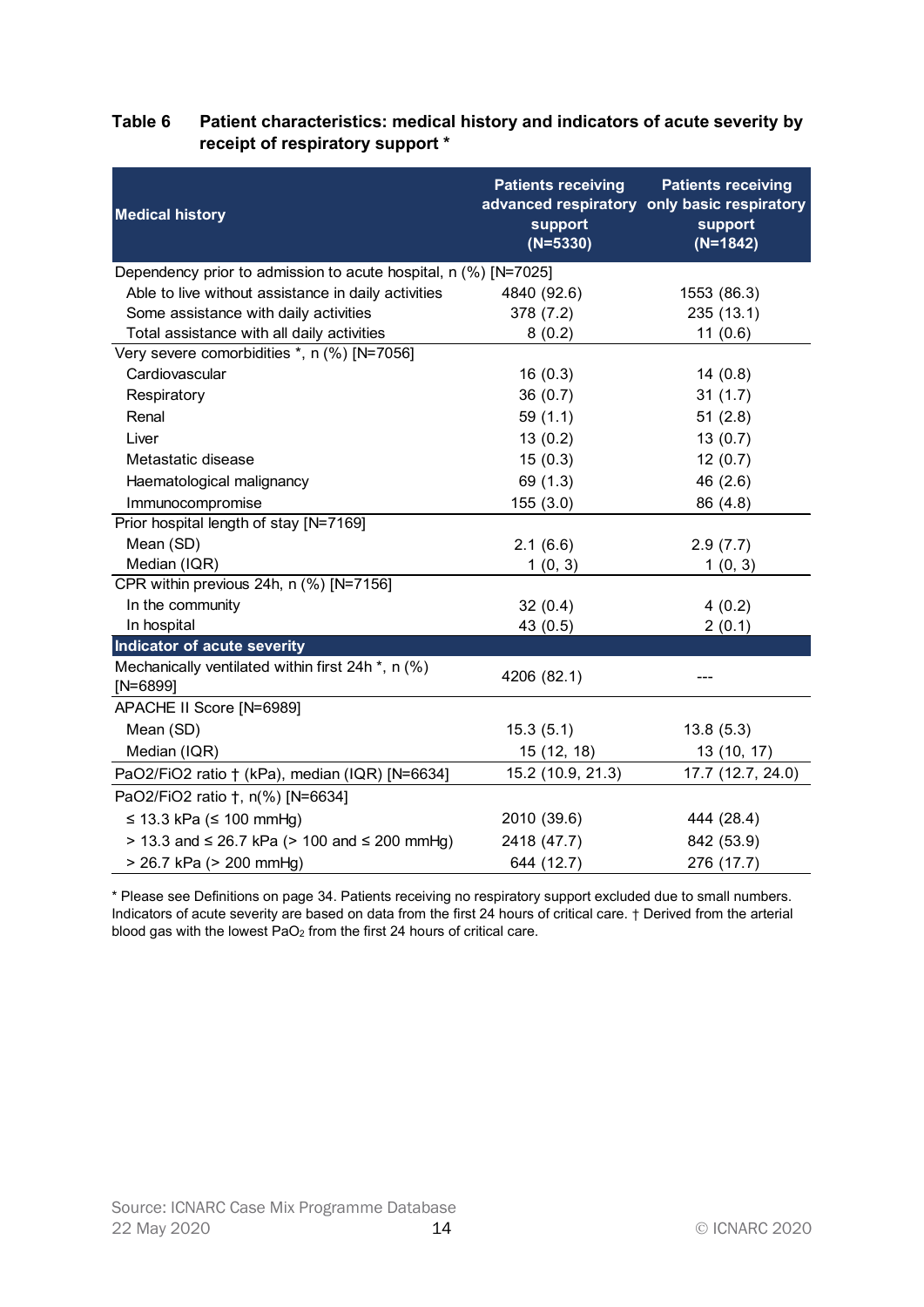**Table 6 Patient characteristics: medical history and indicators of acute severity by receipt of respiratory support ***

| Medical history | Patients receiving advanced respiratory support (N=5330) | Patients receiving only basic respiratory support (N=1842) |
|---|---|---|
| Dependency prior to admission to acute hospital, n (%) [N=7025] | | |
| Able to live without assistance in daily activities | 4840 (92.6) | 1553 (86.3) |
| Some assistance with daily activities | 378 (7.2) | 235 (13.1) |
| Total assistance with all daily activities | 8 (0.2) | 11 (0.6) |
| Very severe comorbidities *, n (%) [N=7056] | | |
| Cardiovascular | 16 (0.3) | 14 (0.8) |
| Respiratory | 36 (0.7) | 31 (1.7) |
| Renal | 59 (1.1) | 51 (2.8) |
| Liver | 13 (0.2) | 13 (0.7) |
| Metastatic disease | 15 (0.3) | 12 (0.7) |
| Haematological malignancy | 69 (1.3) | 46 (2.6) |
| Immunocompromise | 155 (3.0) | 86 (4.8) |
| Prior hospital length of stay [N=7169] | | |
| Mean (SD) | 2.1 (6.6) | 2.9 (7.7) |
| Median (IQR) | 1 (0, 3) | 1 (0, 3) |
| CPR within previous 24h, n (%) [N=7156] | | |
| In the community | 32 (0.4) | 4 (0.2) |
| In hospital | 43 (0.5) | 2 (0.1) |
| **Indicator of acute severity** | | |
| Mechanically ventilated within first 24h *, n (%) [N=6899] | 4206 (82.1) | --- |
| APACHE II Score [N=6989] | | |
| Mean (SD) | 15.3 (5.1) | 13.8 (5.3) |
| Median (IQR) | 15 (12, 18) | 13 (10, 17) |
| PaO2/FiO2 ratio † (kPa), median (IQR) [N=6634] | 15.2 (10.9, 21.3) | 17.7 (12.7, 24.0) |
| PaO2/FiO2 ratio †, n(%) [N=6634] | | |
| ≤ 13.3 kPa (≤ 100 mmHg) | 2010 (39.6) | 444 (28.4) |
| > 13.3 and ≤ 26.7 kPa (> 100 and ≤ 200 mmHg) | 2418 (47.7) | 842 (53.9) |
| > 26.7 kPa (> 200 mmHg) | 644 (12.7) | 276 (17.7) |

* Please see Definitions on page 34. Patients receiving no respiratory support excluded due to small numbers. Indicators of acute severity are based on data from the first 24 hours of critical care. † Derived from the arterial blood gas with the lowest $PaO_2$ from the first 24 hours of critical care.

Source: ICNARC Case Mix Programme Database
22 May 2020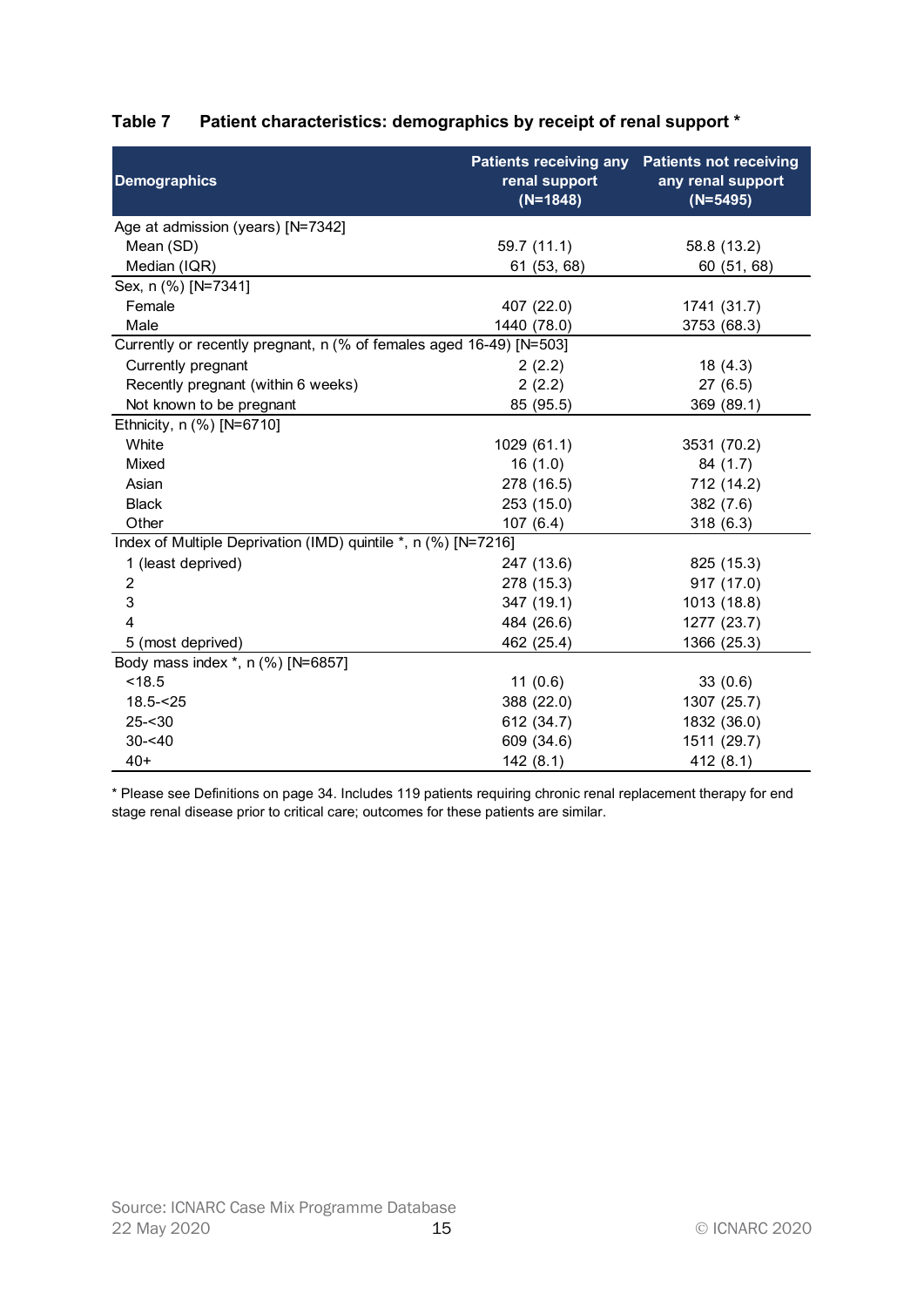**Table 7 Patient characteristics: demographics by receipt of renal support ***

| Demographics | Patients receiving any renal support (N=1848) | Patients not receiving any renal support (N=5495) |
|---|---|---|
| Age at admission (years) [N=7342] | | |
| Mean (SD) | 59.7 (11.1) | 58.8 (13.2) |
| Median (IQR) | 61 (53, 68) | 60 (51, 68) |
| Sex, n (%) [N=7341] | | |
| Female | 407 (22.0) | 1741 (31.7) |
| Male | 1440 (78.0) | 3753 (68.3) |
| Currently or recently pregnant, n (% of females aged 16-49) [N=503] | | |
| Currently pregnant | 2 (2.2) | 18 (4.3) |
| Recently pregnant (within 6 weeks) | 2 (2.2) | 27 (6.5) |
| Not known to be pregnant | 85 (95.5) | 369 (89.1) |
| Ethnicity, n (%) [N=6710] | | |
| White | 1029 (61.1) | 3531 (70.2) |
| Mixed | 16 (1.0) | 84 (1.7) |
| Asian | 278 (16.5) | 712 (14.2) |
| Black | 253 (15.0) | 382 (7.6) |
| Other | 107 (6.4) | 318 (6.3) |
| Index of Multiple Deprivation (IMD) quintile *, n (%) [N=7216] | | |
| 1 (least deprived) | 247 (13.6) | 825 (15.3) |
| 2 | 278 (15.3) | 917 (17.0) |
| 3 | 347 (19.1) | 1013 (18.8) |
| 4 | 484 (26.6) | 1277 (23.7) |
| 5 (most deprived) | 462 (25.4) | 1366 (25.3) |
| Body mass index *, n (%) [N=6857] | | |
| <18.5 | 11 (0.6) | 33 (0.6) |
| 18.5-<25 | 388 (22.0) | 1307 (25.7) |
| 25-<30 | 612 (34.7) | 1832 (36.0) |
| 30-<40 | 609 (34.6) | 1511 (29.7) |
| 40+ | 142 (8.1) | 412 (8.1) |

* Please see Definitions on page 34. Includes 119 patients requiring chronic renal replacement therapy for end stage renal disease prior to critical care; outcomes for these patients are similar.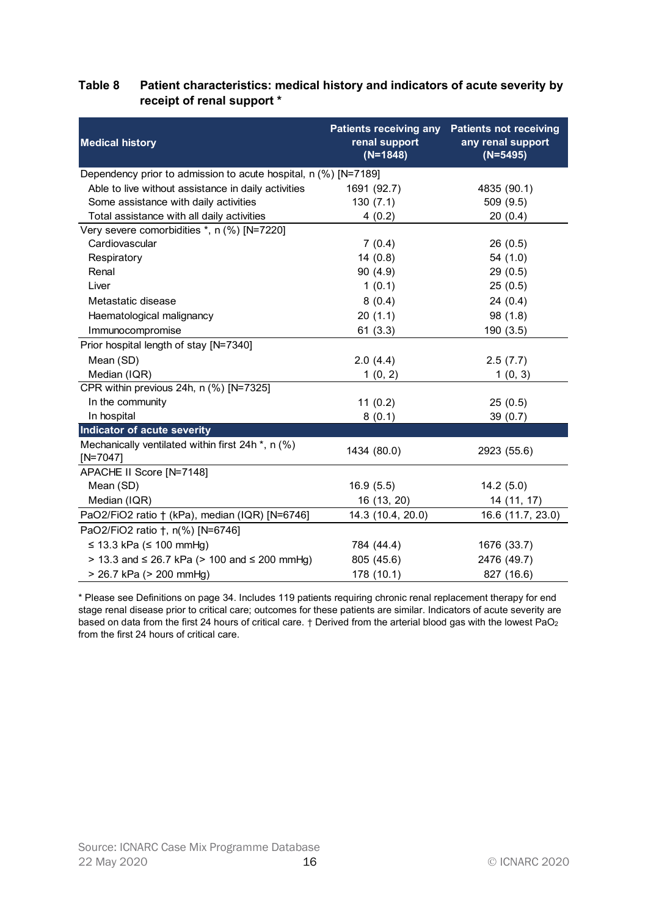**Table 8 Patient characteristics: medical history and indicators of acute severity by receipt of renal support ***

| Medical history | Patients receiving any renal support (N=1848) | Patients not receiving any renal support (N=5495) |
|---|---|---|
| Dependency prior to admission to acute hospital, n (%) [N=7189] | | |
| Able to live without assistance in daily activities | 1691 (92.7) | 4835 (90.1) |
| Some assistance with daily activities | 130 (7.1) | 509 (9.5) |
| Total assistance with all daily activities | 4 (0.2) | 20 (0.4) |
| Very severe comorbidities *, n (%) [N=7220] | | |
| Cardiovascular | 7 (0.4) | 26 (0.5) |
| Respiratory | 14 (0.8) | 54 (1.0) |
| Renal | 90 (4.9) | 29 (0.5) |
| Liver | 1 (0.1) | 25 (0.5) |
| Metastatic disease | 8 (0.4) | 24 (0.4) |
| Haematological malignancy | 20 (1.1) | 98 (1.8) |
| Immunocompromise | 61 (3.3) | 190 (3.5) |
| Prior hospital length of stay [N=7340] | | |
| Mean (SD) | 2.0 (4.4) | 2.5 (7.7) |
| Median (IQR) | 1 (0, 2) | 1 (0, 3) |
| CPR within previous 24h, n (%) [N=7325] | | |
| In the community | 11 (0.2) | 25 (0.5) |
| In hospital | 8 (0.1) | 39 (0.7) |
| **Indicator of acute severity** | | |
| Mechanically ventilated within first 24h *, n (%) [N=7047] | 1434 (80.0) | 2923 (55.6) |
| APACHE II Score [N=7148] | | |
| Mean (SD) | 16.9 (5.5) | 14.2 (5.0) |
| Median (IQR) | 16 (13, 20) | 14 (11, 17) |
| PaO2/FiO2 ratio † (kPa), median (IQR) [N=6746] | 14.3 (10.4, 20.0) | 16.6 (11.7, 23.0) |
| PaO2/FiO2 ratio †, n(%) [N=6746] | | |
| ≤ 13.3 kPa (≤ 100 mmHg) | 784 (44.4) | 1676 (33.7) |
| > 13.3 and ≤ 26.7 kPa (> 100 and ≤ 200 mmHg) | 805 (45.6) | 2476 (49.7) |
| > 26.7 kPa (> 200 mmHg) | 178 (10.1) | 827 (16.6) |

* Please see Definitions on page 34. Includes 119 patients requiring chronic renal replacement therapy for end stage renal disease prior to critical care; outcomes for these patients are similar. Indicators of acute severity are based on data from the first 24 hours of critical care. † Derived from the arterial blood gas with the lowest $PaO_2$ from the first 24 hours of critical care.

Source: ICNARC Case Mix Programme Database
22 May 2020

© ICNARC 2020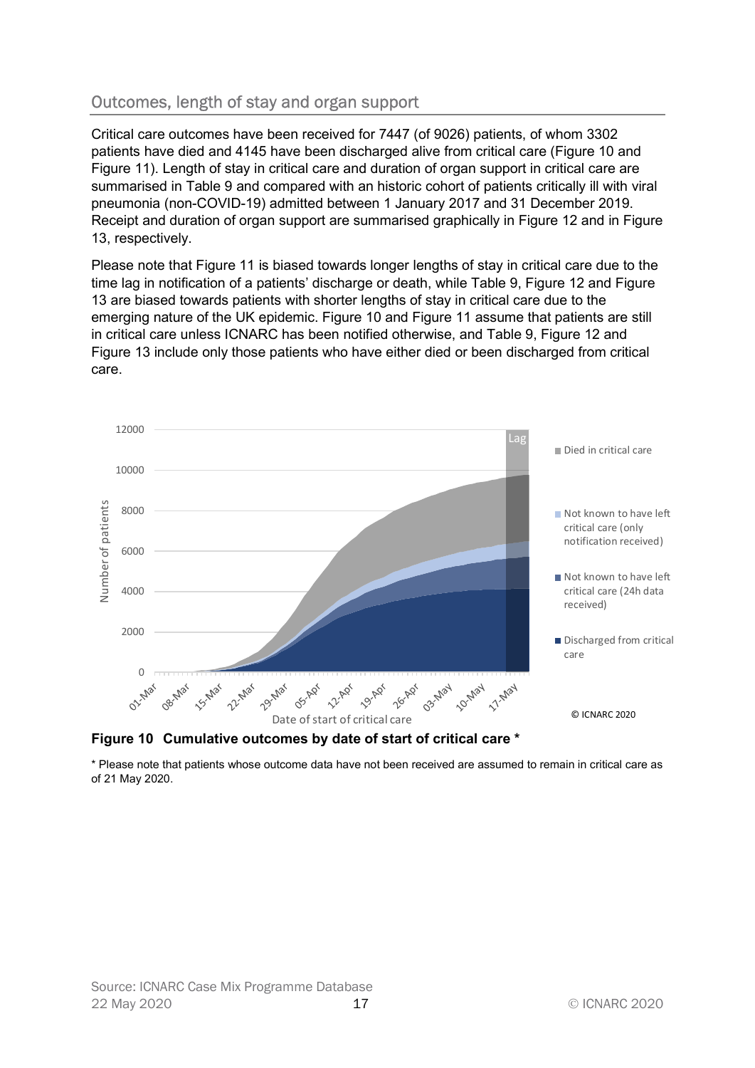## Outcomes, length of stay and organ support

Critical care outcomes have been received for 7447 (of 9026) patients, of whom 3302 patients have died and 4145 have been discharged alive from critical care (Figure 10 and Figure 11). Length of stay in critical care and duration of organ support in critical care are summarised in Table 9 and compared with an historic cohort of patients critically ill with viral pneumonia (non-COVID-19) admitted between 1 January 2017 and 31 December 2019. Receipt and duration of organ support are summarised graphically in Figure 12 and in Figure 13, respectively.

Please note that Figure 11 is biased towards longer lengths of stay in critical care due to the time lag in notification of a patients' discharge or death, while Table 9, Figure 12 and Figure 13 are biased towards patients with shorter lengths of stay in critical care due to the emerging nature of the UK epidemic. Figure 10 and Figure 11 assume that patients are still in critical care unless ICNARC has been notified otherwise, and Table 9, Figure 12 and Figure 13 include only those patients who have either died or been discharged from critical care.

**Figure 10 Cumulative outcomes by date of start of critical care ***

* Please note that patients whose outcome data have not been received are assumed to remain in critical care as of 21 May 2020.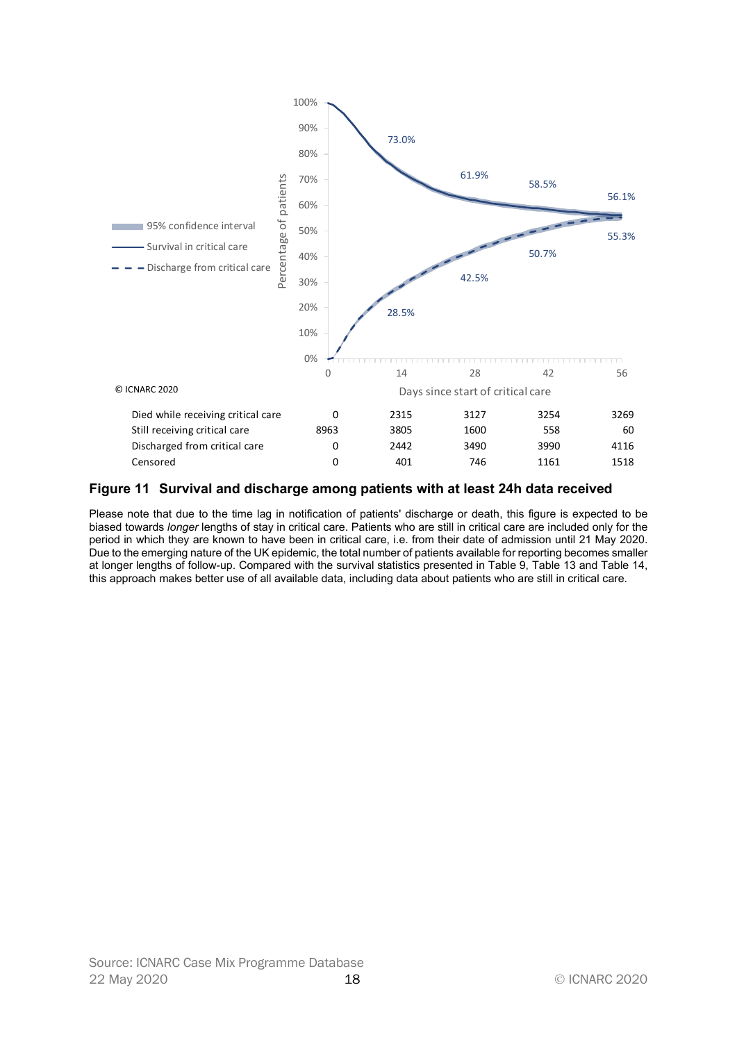| | 0 | 14 | 28 | 42 | 56 |
|---|---|---|---|---|---|
| Died while receiving critical care | 0 | 2315 | 3127 | 3254 | 3269 |
| Still receiving critical care | 8963 | 3805 | 1600 | 558 | 60 |
| Discharged from critical care | 0 | 2442 | 3490 | 3990 | 4116 |
| Censored | 0 | 401 | 746 | 1161 | 1518 |

**Figure 11 Survival and discharge among patients with at least 24h data received**

Please note that due to the time lag in notification of patients' discharge or death, this figure is expected to be biased towards *longer* lengths of stay in critical care. Patients who are still in critical care are included only for the period in which they are known to have been in critical care, i.e. from their date of admission until 21 May 2020. Due to the emerging nature of the UK epidemic, the total number of patients available for reporting becomes smaller at longer lengths of follow-up. Compared with the survival statistics presented in Table 9, Table 13 and Table 14, this approach makes better use of all available data, including data about patients who are still in critical care.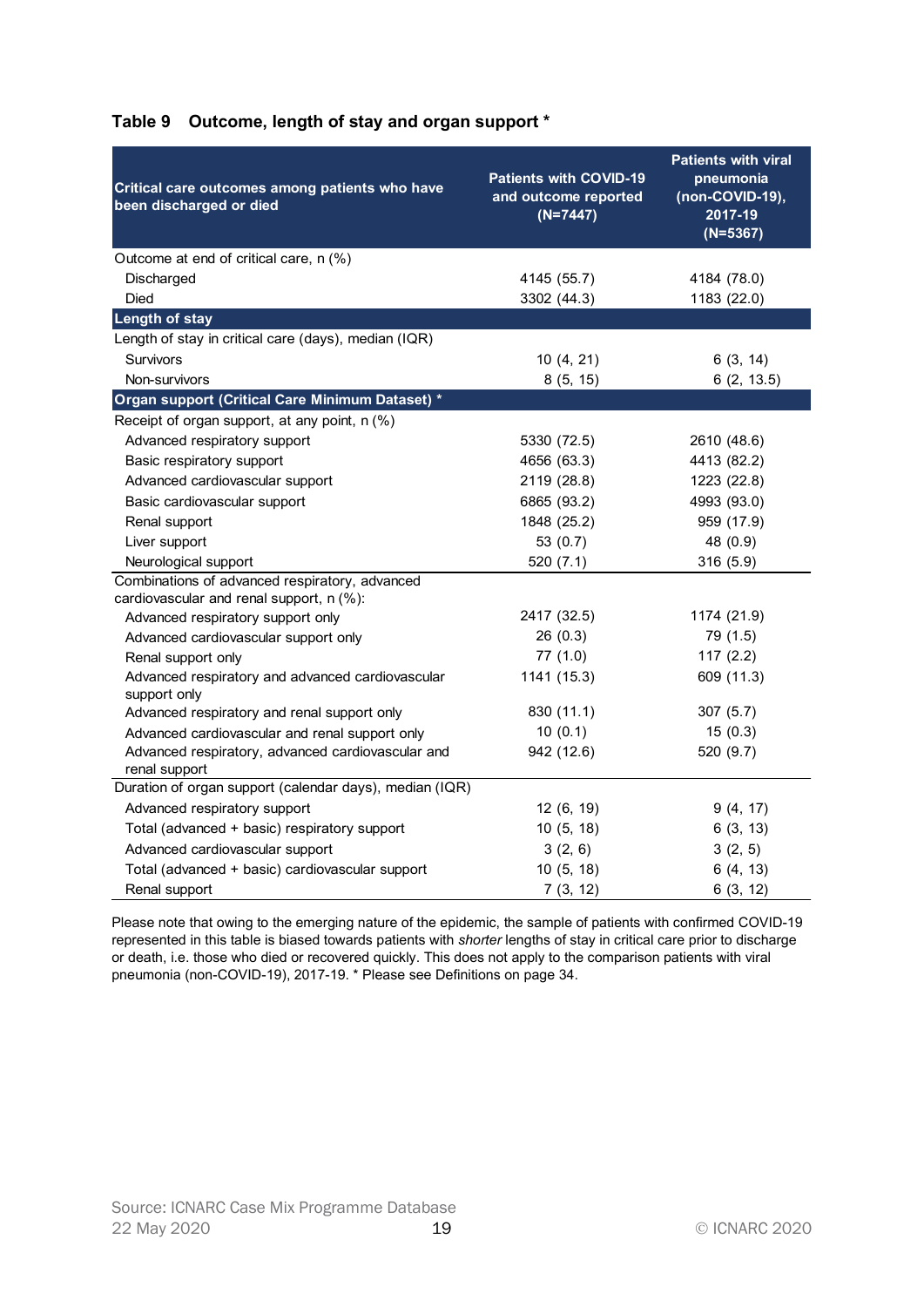### Table 9 Outcome, length of stay and organ support *

| Critical care outcomes among patients who have been discharged or died | Patients with COVID-19 and outcome reported (N=7447) | Patients with viral pneumonia (non-COVID-19), 2017-19 (N=5367) |
|---|---|---|
| Outcome at end of critical care, n (%) | | |
| Discharged | 4145 (55.7) | 4184 (78.0) |
| Died | 3302 (44.3) | 1183 (22.0) |
| **Length of stay** | | |
| Length of stay in critical care (days), median (IQR) | | |
| Survivors | 10 (4, 21) | 6 (3, 14) |
| Non-survivors | 8 (5, 15) | 6 (2, 13.5) |
| **Organ support (Critical Care Minimum Dataset) *** | | |
| Receipt of organ support, at any point, n (%) | | |
| Advanced respiratory support | 5330 (72.5) | 2610 (48.6) |
| Basic respiratory support | 4656 (63.3) | 4413 (82.2) |
| Advanced cardiovascular support | 2119 (28.8) | 1223 (22.8) |
| Basic cardiovascular support | 6865 (93.2) | 4993 (93.0) |
| Renal support | 1848 (25.2) | 959 (17.9) |
| Liver support | 53 (0.7) | 48 (0.9) |
| Neurological support | 520 (7.1) | 316 (5.9) |
| Combinations of advanced respiratory, advanced cardiovascular and renal support, n (%): | | |
| Advanced respiratory support only | 2417 (32.5) | 1174 (21.9) |
| Advanced cardiovascular support only | 26 (0.3) | 79 (1.5) |
| Renal support only | 77 (1.0) | 117 (2.2) |
| Advanced respiratory and advanced cardiovascular support only | 1141 (15.3) | 609 (11.3) |
| Advanced respiratory and renal support only | 830 (11.1) | 307 (5.7) |
| Advanced cardiovascular and renal support only | 10 (0.1) | 15 (0.3) |
| Advanced respiratory, advanced cardiovascular and renal support | 942 (12.6) | 520 (9.7) |
| Duration of organ support (calendar days), median (IQR) | | |
| Advanced respiratory support | 12 (6, 19) | 9 (4, 17) |
| Total (advanced + basic) respiratory support | 10 (5, 18) | 6 (3, 13) |
| Advanced cardiovascular support | 3 (2, 6) | 3 (2, 5) |
| Total (advanced + basic) cardiovascular support | 10 (5, 18) | 6 (4, 13) |
| Renal support | 7 (3, 12) | 6 (3, 12) |

Please note that owing to the emerging nature of the epidemic, the sample of patients with confirmed COVID-19 represented in this table is biased towards patients with *shorter* lengths of stay in critical care prior to discharge or death, i.e. those who died or recovered quickly. This does not apply to the comparison patients with viral pneumonia (non-COVID-19), 2017-19. * Please see Definitions on page 34.

Source: ICNARC Case Mix Programme Database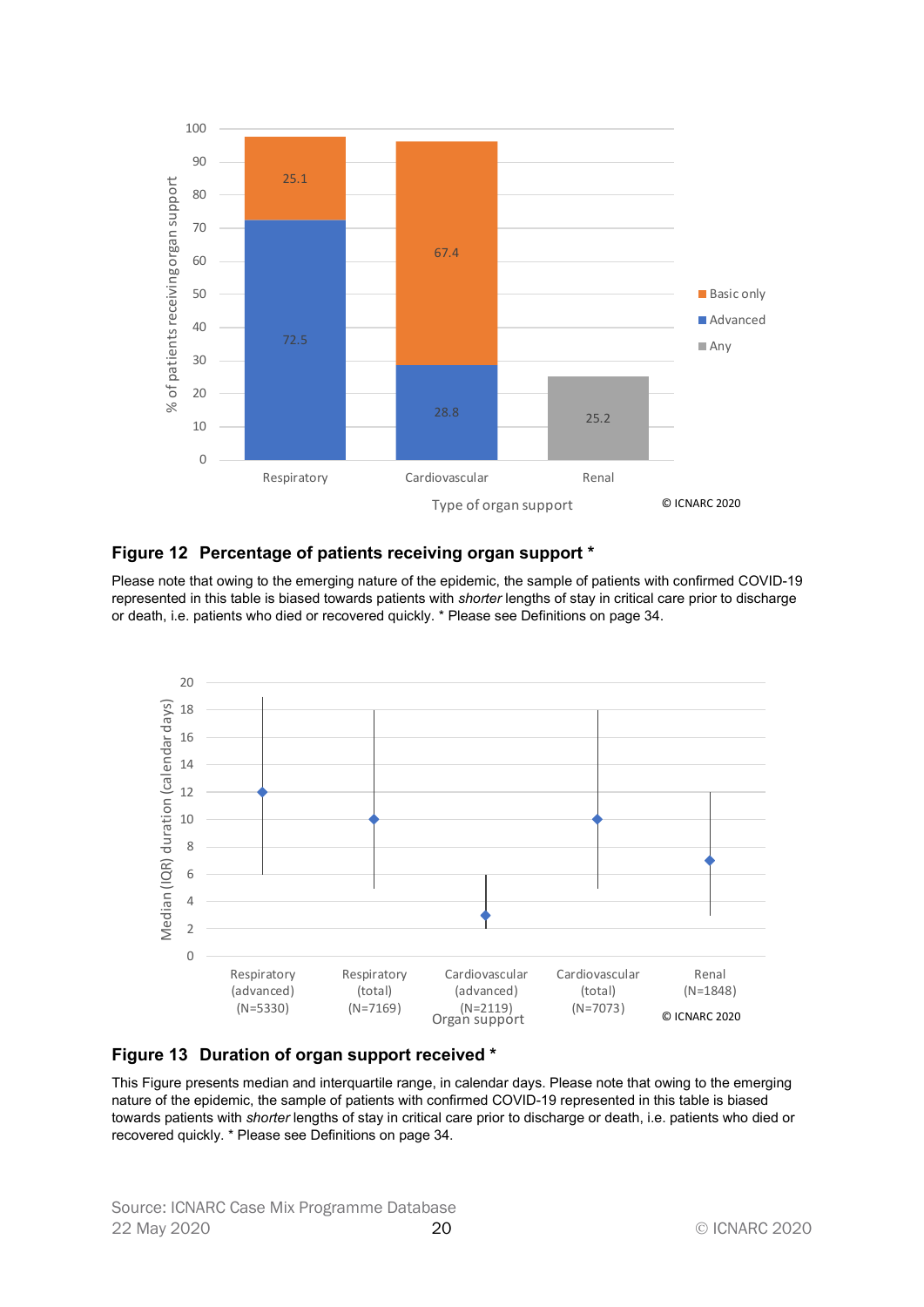| Type of organ support | Advanced | Basic only | Any |
|---|---|---|---|
| Respiratory | 72.5 | 25.1 | |
| Cardiovascular | 28.8 | 67.4 | |
| Renal | | | 25.2 |

© ICNARC 2020

## Figure 12 Percentage of patients receiving organ support *

Please note that owing to the emerging nature of the epidemic, the sample of patients with confirmed COVID-19 represented in this table is biased towards patients with *shorter* lengths of stay in critical care prior to discharge or death, i.e. patients who died or recovered quickly. * Please see Definitions on page 34.

© ICNARC 2020

## Figure 13 Duration of organ support received *

This Figure presents median and interquartile range, in calendar days. Please note that owing to the emerging nature of the epidemic, the sample of patients with confirmed COVID-19 represented in this table is biased towards patients with *shorter* lengths of stay in critical care prior to discharge or death, i.e. patients who died or recovered quickly. * Please see Definitions on page 34.

Source: ICNARC Case Mix Programme Database
22 May 2020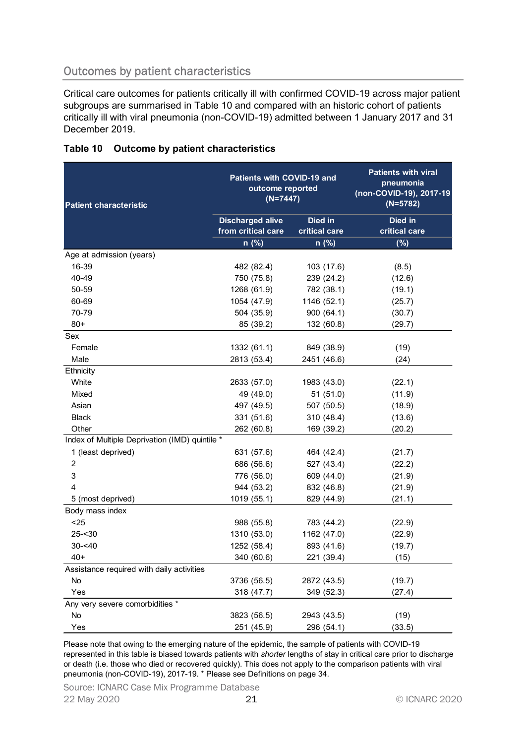## Outcomes by patient characteristics

Critical care outcomes for patients critically ill with confirmed COVID-19 across major patient subgroups are summarised in Table 10 and compared with an historic cohort of patients critically ill with viral pneumonia (non-COVID-19) admitted between 1 January 2017 and 31 December 2019.

**Table 10 Outcome by patient characteristics**

| Patient characteristic | Patients with COVID-19 and outcome reported (N=7447) | | Patients with viral pneumonia (non-COVID-19), 2017-19 (N=5782) |
|---|---|---|---|
| | Discharged alive from critical care | Died in critical care | Died in critical care |
| | n (%) | n (%) | (%) |
| **Age at admission (years)** | | | |
| 16-39 | 482 (82.4) | 103 (17.6) | (8.5) |
| 40-49 | 750 (75.8) | 239 (24.2) | (12.6) |
| 50-59 | 1268 (61.9) | 782 (38.1) | (19.1) |
| 60-69 | 1054 (47.9) | 1146 (52.1) | (25.7) |
| 70-79 | 504 (35.9) | 900 (64.1) | (30.7) |
| 80+ | 85 (39.2) | 132 (60.8) | (29.7) |
| **Sex** | | | |
| Female | 1332 (61.1) | 849 (38.9) | (19) |
| Male | 2813 (53.4) | 2451 (46.6) | (24) |
| **Ethnicity** | | | |
| White | 2633 (57.0) | 1983 (43.0) | (22.1) |
| Mixed | 49 (49.0) | 51 (51.0) | (11.9) |
| Asian | 497 (49.5) | 507 (50.5) | (18.9) |
| Black | 331 (51.6) | 310 (48.4) | (13.6) |
| Other | 262 (60.8) | 169 (39.2) | (20.2) |
| **Index of Multiple Deprivation (IMD) quintile *** | | | |
| 1 (least deprived) | 631 (57.6) | 464 (42.4) | (21.7) |
| 2 | 686 (56.6) | 527 (43.4) | (22.2) |
| 3 | 776 (56.0) | 609 (44.0) | (21.9) |
| 4 | 944 (53.2) | 832 (46.8) | (21.9) |
| 5 (most deprived) | 1019 (55.1) | 829 (44.9) | (21.1) |
| **Body mass index** | | | |
| <25 | 988 (55.8) | 783 (44.2) | (22.9) |
| 25-<30 | 1310 (53.0) | 1162 (47.0) | (22.9) |
| 30-<40 | 1252 (58.4) | 893 (41.6) | (19.7) |
| 40+ | 340 (60.6) | 221 (39.4) | (15) |
| **Assistance required with daily activities** | | | |
| No | 3736 (56.5) | 2872 (43.5) | (19.7) |
| Yes | 318 (47.7) | 349 (52.3) | (27.4) |
| **Any very severe comorbidities *** | | | |
| No | 3823 (56.5) | 2943 (43.5) | (19) |
| Yes | 251 (45.9) | 296 (54.1) | (33.5) |

Please note that owing to the emerging nature of the epidemic, the sample of patients with COVID-19 represented in this table is biased towards patients with *shorter* lengths of stay in critical care prior to discharge or death (i.e. those who died or recovered quickly). This does not apply to the comparison patients with viral pneumonia (non-COVID-19), 2017-19. * Please see Definitions on page 34.

Source: ICNARC Case Mix Programme Database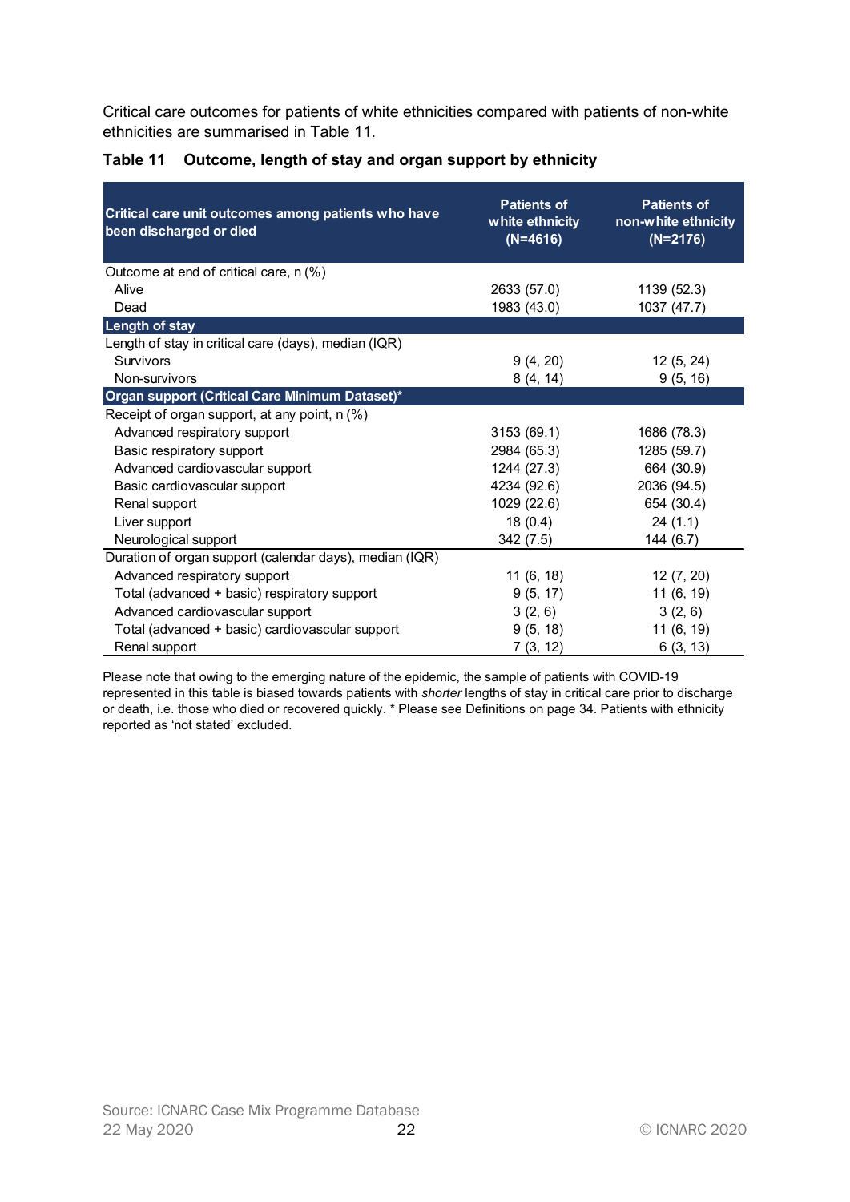Critical care outcomes for patients of white ethnicities compared with patients of non-white ethnicities are summarised in Table 11.

**Table 11 Outcome, length of stay and organ support by ethnicity**

| Critical care unit outcomes among patients who have been discharged or died | Patients of white ethnicity (N=4616) | Patients of non-white ethnicity (N=2176) |
|---|---|---|
| Outcome at end of critical care, n (%) | | |
| Alive | 2633 (57.0) | 1139 (52.3) |
| Dead | 1983 (43.0) | 1037 (47.7) |
| **Length of stay** | | |
| Length of stay in critical care (days), median (IQR) | | |
| Survivors | 9 (4, 20) | 12 (5, 24) |
| Non-survivors | 8 (4, 14) | 9 (5, 16) |
| **Organ support (Critical Care Minimum Dataset)*** | | |
| Receipt of organ support, at any point, n (%) | | |
| Advanced respiratory support | 3153 (69.1) | 1686 (78.3) |
| Basic respiratory support | 2984 (65.3) | 1285 (59.7) |
| Advanced cardiovascular support | 1244 (27.3) | 664 (30.9) |
| Basic cardiovascular support | 4234 (92.6) | 2036 (94.5) |
| Renal support | 1029 (22.6) | 654 (30.4) |
| Liver support | 18 (0.4) | 24 (1.1) |
| Neurological support | 342 (7.5) | 144 (6.7) |
| Duration of organ support (calendar days), median (IQR) | | |
| Advanced respiratory support | 11 (6, 18) | 12 (7, 20) |
| Total (advanced + basic) respiratory support | 9 (5, 17) | 11 (6, 19) |
| Advanced cardiovascular support | 3 (2, 6) | 3 (2, 6) |
| Total (advanced + basic) cardiovascular support | 9 (5, 18) | 11 (6, 19) |
| Renal support | 7 (3, 12) | 6 (3, 13) |

Please note that owing to the emerging nature of the epidemic, the sample of patients with COVID-19 represented in this table is biased towards patients with *shorter* lengths of stay in critical care prior to discharge or death, i.e. those who died or recovered quickly. * Please see Definitions on page 34. Patients with ethnicity reported as 'not stated' excluded.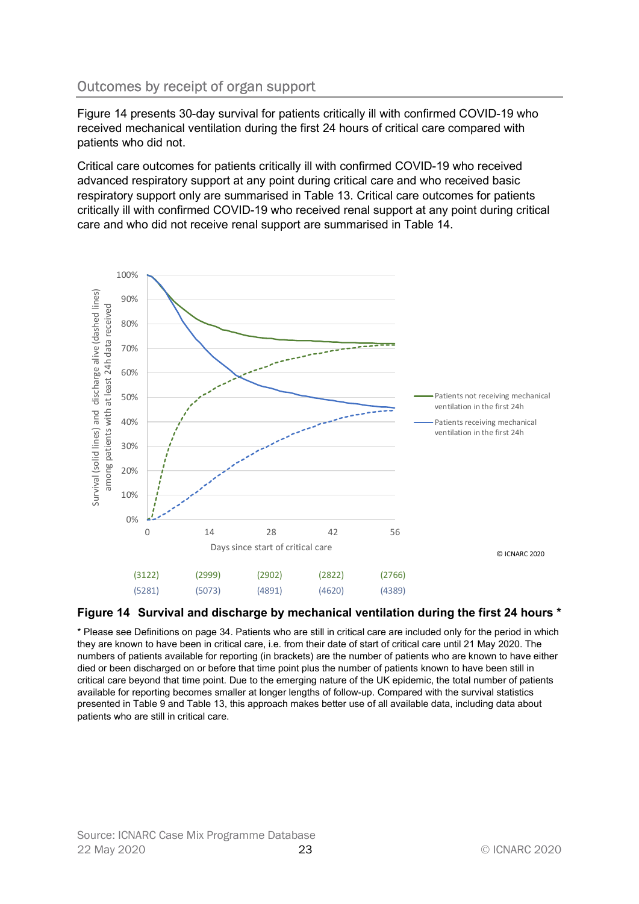## Outcomes by receipt of organ support

Figure 14 presents 30-day survival for patients critically ill with confirmed COVID-19 who received mechanical ventilation during the first 24 hours of critical care compared with patients who did not.

Critical care outcomes for patients critically ill with confirmed COVID-19 who received advanced respiratory support at any point during critical care and who received basic respiratory support only are summarised in Table 13. Critical care outcomes for patients critically ill with confirmed COVID-19 who received renal support at any point during critical care and who did not receive renal support are summarised in Table 14.

| Days since start of critical care | 0 | 14 | 28 | 42 | 56 |
|---|---|---|---|---|---|
| Patients not receiving mechanical ventilation in the first 24h | (3122) | (2999) | (2902) | (2822) | (2766) |
| Patients receiving mechanical ventilation in the first 24h | (5281) | (5073) | (4891) | (4620) | (4389) |

**Figure 14 Survival and discharge by mechanical ventilation during the first 24 hours ***

* Please see Definitions on page 34. Patients who are still in critical care are included only for the period in which they are known to have been in critical care, i.e. from their date of start of critical care until 21 May 2020. The numbers of patients available for reporting (in brackets) are the number of patients who are known to have either died or been discharged on or before that time point plus the number of patients known to have been still in critical care beyond that time point. Due to the emerging nature of the UK epidemic, the total number of patients available for reporting becomes smaller at longer lengths of follow-up. Compared with the survival statistics presented in Table 9 and Table 13, this approach makes better use of all available data, including data about patients who are still in critical care.

Source: ICNARC Case Mix Programme Database
22 May 2020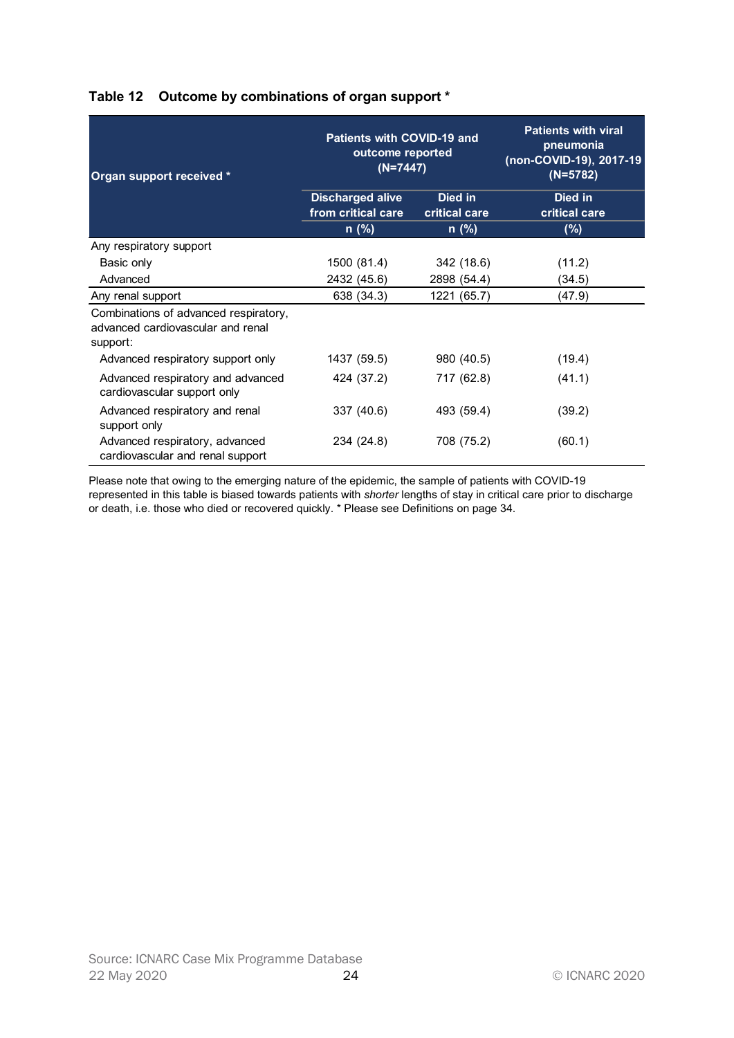**Table 12 Outcome by combinations of organ support ***

| Organ support received * | Patients with COVID-19 and outcome reported (N=7447) | | Patients with viral pneumonia (non-COVID-19), 2017-19 (N=5782) |
|---|---|---|---|
| | Discharged alive from critical care | Died in critical care | Died in critical care |
| | n (%) | n (%) | (%) |
| Any respiratory support | | | |
| Basic only | 1500 (81.4) | 342 (18.6) | (11.2) |
| Advanced | 2432 (45.6) | 2898 (54.4) | (34.5) |
| Any renal support | 638 (34.3) | 1221 (65.7) | (47.9) |
| Combinations of advanced respiratory, advanced cardiovascular and renal support: | | | |
| Advanced respiratory support only | 1437 (59.5) | 980 (40.5) | (19.4) |
| Advanced respiratory and advanced cardiovascular support only | 424 (37.2) | 717 (62.8) | (41.1) |
| Advanced respiratory and renal support only | 337 (40.6) | 493 (59.4) | (39.2) |
| Advanced respiratory, advanced cardiovascular and renal support | 234 (24.8) | 708 (75.2) | (60.1) |

Please note that owing to the emerging nature of the epidemic, the sample of patients with COVID-19 represented in this table is biased towards patients with *shorter* lengths of stay in critical care prior to discharge or death, i.e. those who died or recovered quickly. * Please see Definitions on page 34.

Source: ICNARC Case Mix Programme Database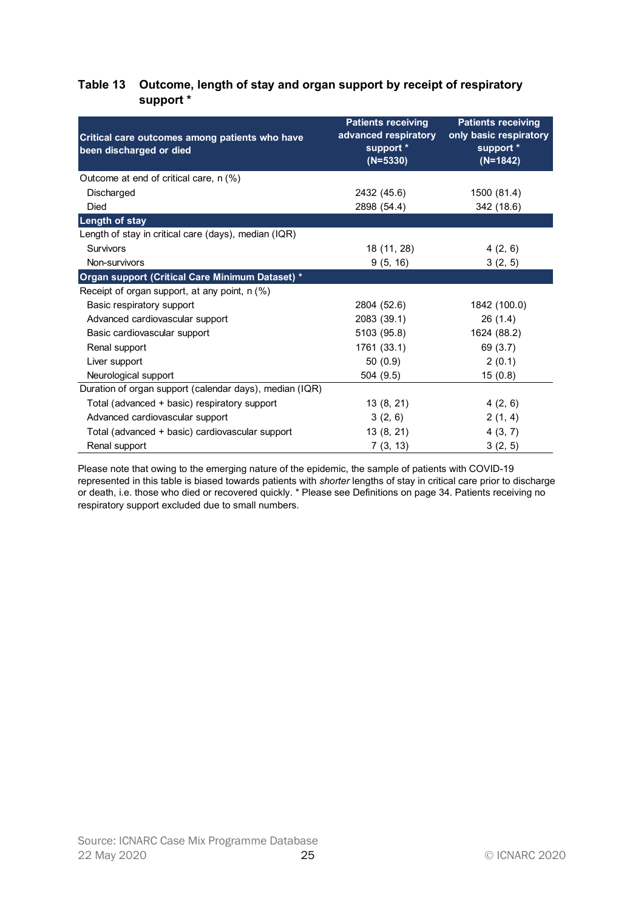**Table 13 Outcome, length of stay and organ support by receipt of respiratory support \***

| Critical care outcomes among patients who have been discharged or died | Patients receiving advanced respiratory support * (N=5330) | Patients receiving only basic respiratory support * (N=1842) |
|---|---|---|
| Outcome at end of critical care, n (%) | | |
| Discharged | 2432 (45.6) | 1500 (81.4) |
| Died | 2898 (54.4) | 342 (18.6) |
| **Length of stay** | | |
| Length of stay in critical care (days), median (IQR) | | |
| Survivors | 18 (11, 28) | 4 (2, 6) |
| Non-survivors | 9 (5, 16) | 3 (2, 5) |
| **Organ support (Critical Care Minimum Dataset) \*** | | |
| Receipt of organ support, at any point, n (%) | | |
| Basic respiratory support | 2804 (52.6) | 1842 (100.0) |
| Advanced cardiovascular support | 2083 (39.1) | 26 (1.4) |
| Basic cardiovascular support | 5103 (95.8) | 1624 (88.2) |
| Renal support | 1761 (33.1) | 69 (3.7) |
| Liver support | 50 (0.9) | 2 (0.1) |
| Neurological support | 504 (9.5) | 15 (0.8) |
| Duration of organ support (calendar days), median (IQR) | | |
| Total (advanced + basic) respiratory support | 13 (8, 21) | 4 (2, 6) |
| Advanced cardiovascular support | 3 (2, 6) | 2 (1, 4) |
| Total (advanced + basic) cardiovascular support | 13 (8, 21) | 4 (3, 7) |
| Renal support | 7 (3, 13) | 3 (2, 5) |

Please note that owing to the emerging nature of the epidemic, the sample of patients with COVID-19 represented in this table is biased towards patients with *shorter* lengths of stay in critical care prior to discharge or death, i.e. those who died or recovered quickly. * Please see Definitions on page 34. Patients receiving no respiratory support excluded due to small numbers.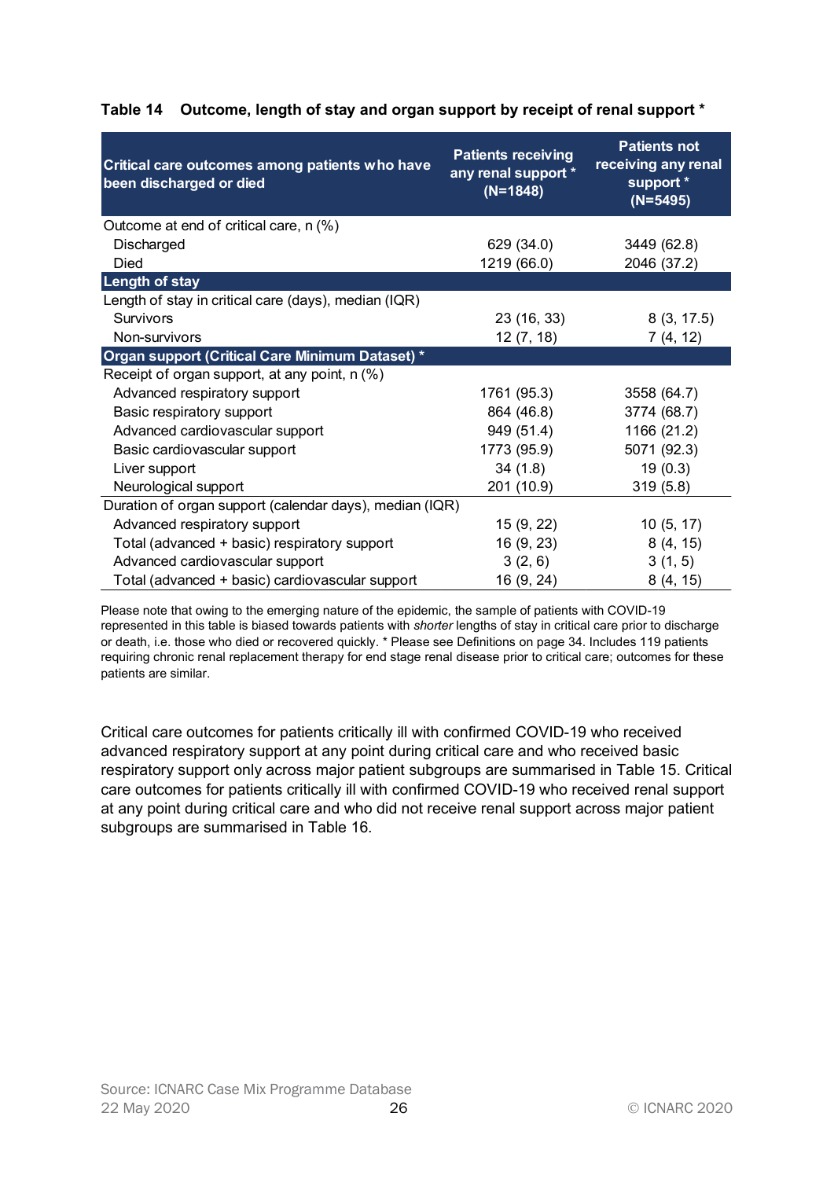**Table 14 Outcome, length of stay and organ support by receipt of renal support ***

| Critical care outcomes among patients who have been discharged or died | Patients receiving any renal support * (N=1848) | Patients not receiving any renal support * (N=5495) |
|---|---|---|
| Outcome at end of critical care, n (%) | | |
| Discharged | 629 (34.0) | 3449 (62.8) |
| Died | 1219 (66.0) | 2046 (37.2) |
| **Length of stay** | | |
| Length of stay in critical care (days), median (IQR) | | |
| Survivors | 23 (16, 33) | 8 (3, 17.5) |
| Non-survivors | 12 (7, 18) | 7 (4, 12) |
| **Organ support (Critical Care Minimum Dataset) *** | | |
| Receipt of organ support, at any point, n (%) | | |
| Advanced respiratory support | 1761 (95.3) | 3558 (64.7) |
| Basic respiratory support | 864 (46.8) | 3774 (68.7) |
| Advanced cardiovascular support | 949 (51.4) | 1166 (21.2) |
| Basic cardiovascular support | 1773 (95.9) | 5071 (92.3) |
| Liver support | 34 (1.8) | 19 (0.3) |
| Neurological support | 201 (10.9) | 319 (5.8) |
| Duration of organ support (calendar days), median (IQR) | | |
| Advanced respiratory support | 15 (9, 22) | 10 (5, 17) |
| Total (advanced + basic) respiratory support | 16 (9, 23) | 8 (4, 15) |
| Advanced cardiovascular support | 3 (2, 6) | 3 (1, 5) |
| Total (advanced + basic) cardiovascular support | 16 (9, 24) | 8 (4, 15) |

Please note that owing to the emerging nature of the epidemic, the sample of patients with COVID-19 represented in this table is biased towards patients with *shorter* lengths of stay in critical care prior to discharge or death, i.e. those who died or recovered quickly. * Please see Definitions on page 34. Includes 119 patients requiring chronic renal replacement therapy for end stage renal disease prior to critical care; outcomes for these patients are similar.

Critical care outcomes for patients critically ill with confirmed COVID-19 who received advanced respiratory support at any point during critical care and who received basic respiratory support only across major patient subgroups are summarised in Table 15. Critical care outcomes for patients critically ill with confirmed COVID-19 who received renal support at any point during critical care and who did not receive renal support across major patient subgroups are summarised in Table 16.

Source: ICNARC Case Mix Programme Database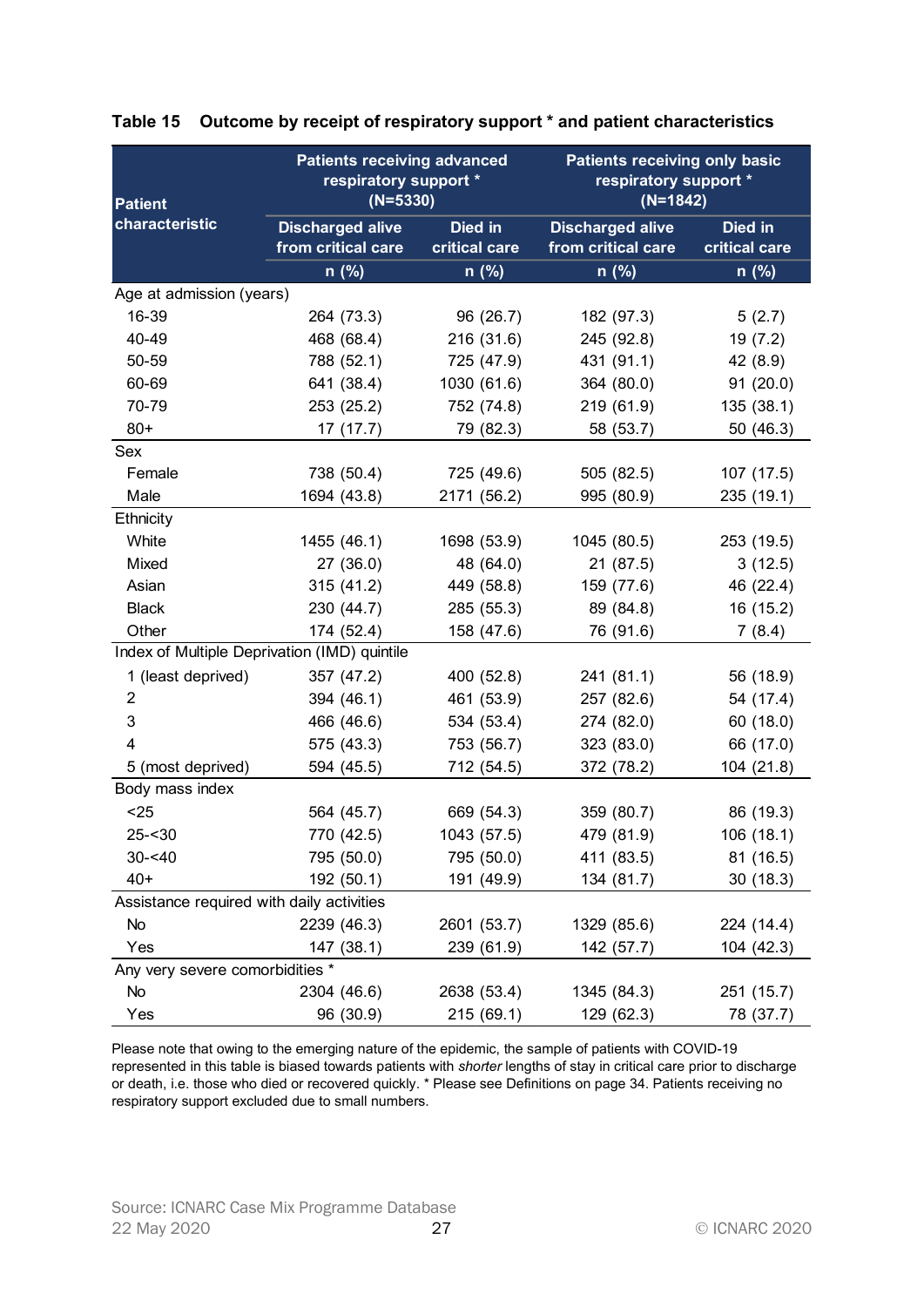**Table 15 Outcome by receipt of respiratory support * and patient characteristics**

| Patient characteristic | Patients receiving advanced respiratory support * (N=5330) | | Patients receiving only basic respiratory support * (N=1842) | |
|---|---|---|---|---|
| | Discharged alive from critical care | Died in critical care | Discharged alive from critical care | Died in critical care |
| | n (%) | n (%) | n (%) | n (%) |
| **Age at admission (years)** | | | | |
| 16-39 | 264 (73.3) | 96 (26.7) | 182 (97.3) | 5 (2.7) |
| 40-49 | 468 (68.4) | 216 (31.6) | 245 (92.8) | 19 (7.2) |
| 50-59 | 788 (52.1) | 725 (47.9) | 431 (91.1) | 42 (8.9) |
| 60-69 | 641 (38.4) | 1030 (61.6) | 364 (80.0) | 91 (20.0) |
| 70-79 | 253 (25.2) | 752 (74.8) | 219 (61.9) | 135 (38.1) |
| 80+ | 17 (17.7) | 79 (82.3) | 58 (53.7) | 50 (46.3) |
| **Sex** | | | | |
| Female | 738 (50.4) | 725 (49.6) | 505 (82.5) | 107 (17.5) |
| Male | 1694 (43.8) | 2171 (56.2) | 995 (80.9) | 235 (19.1) |
| **Ethnicity** | | | | |
| White | 1455 (46.1) | 1698 (53.9) | 1045 (80.5) | 253 (19.5) |
| Mixed | 27 (36.0) | 48 (64.0) | 21 (87.5) | 3 (12.5) |
| Asian | 315 (41.2) | 449 (58.8) | 159 (77.6) | 46 (22.4) |
| Black | 230 (44.7) | 285 (55.3) | 89 (84.8) | 16 (15.2) |
| Other | 174 (52.4) | 158 (47.6) | 76 (91.6) | 7 (8.4) |
| **Index of Multiple Deprivation (IMD) quintile** | | | | |
| 1 (least deprived) | 357 (47.2) | 400 (52.8) | 241 (81.1) | 56 (18.9) |
| 2 | 394 (46.1) | 461 (53.9) | 257 (82.6) | 54 (17.4) |
| 3 | 466 (46.6) | 534 (53.4) | 274 (82.0) | 60 (18.0) |
| 4 | 575 (43.3) | 753 (56.7) | 323 (83.0) | 66 (17.0) |
| 5 (most deprived) | 594 (45.5) | 712 (54.5) | 372 (78.2) | 104 (21.8) |
| **Body mass index** | | | | |
| <25 | 564 (45.7) | 669 (54.3) | 359 (80.7) | 86 (19.3) |
| 25-<30 | 770 (42.5) | 1043 (57.5) | 479 (81.9) | 106 (18.1) |
| 30-<40 | 795 (50.0) | 795 (50.0) | 411 (83.5) | 81 (16.5) |
| 40+ | 192 (50.1) | 191 (49.9) | 134 (81.7) | 30 (18.3) |
| **Assistance required with daily activities** | | | | |
| No | 2239 (46.3) | 2601 (53.7) | 1329 (85.6) | 224 (14.4) |
| Yes | 147 (38.1) | 239 (61.9) | 142 (57.7) | 104 (42.3) |
| **Any very severe comorbidities *** | | | | |
| No | 2304 (46.6) | 2638 (53.4) | 1345 (84.3) | 251 (15.7) |
| Yes | 96 (30.9) | 215 (69.1) | 129 (62.3) | 78 (37.7) |

Please note that owing to the emerging nature of the epidemic, the sample of patients with COVID-19 represented in this table is biased towards patients with *shorter* lengths of stay in critical care prior to discharge or death, i.e. those who died or recovered quickly. * Please see Definitions on page 34. Patients receiving no respiratory support excluded due to small numbers.

Source: ICNARC Case Mix Programme Database
22 May 2020 © ICNARC 2020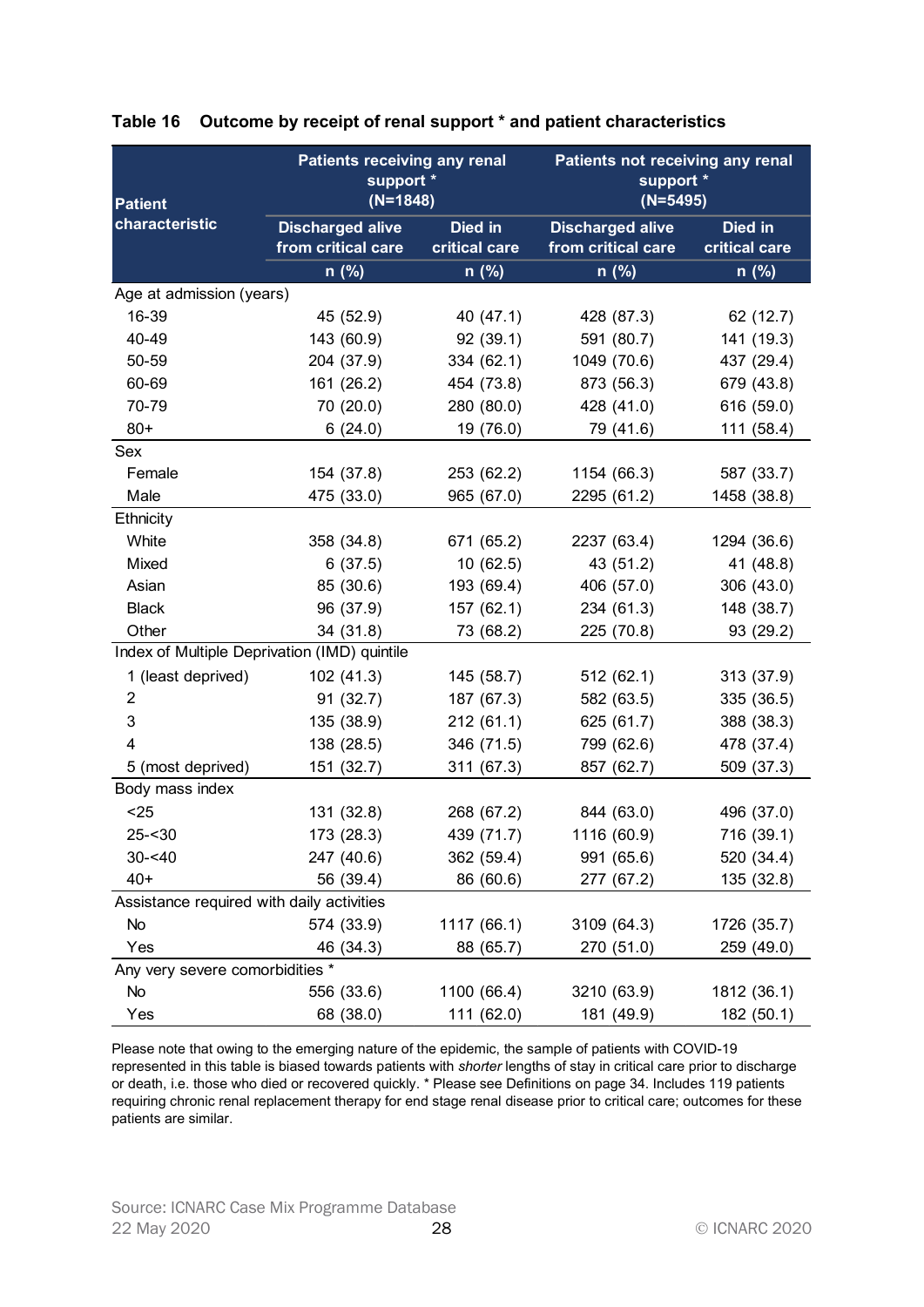**Table 16 Outcome by receipt of renal support * and patient characteristics**

| Patient characteristic | Patients receiving any renal support * (N=1848) | | Patients not receiving any renal support * (N=5495) | |
|---|---|---|---|---|
| | Discharged alive from critical care | Died in critical care | Discharged alive from critical care | Died in critical care |
| | n (%) | n (%) | n (%) | n (%) |
| Age at admission (years) | | | | |
| 16-39 | 45 (52.9) | 40 (47.1) | 428 (87.3) | 62 (12.7) |
| 40-49 | 143 (60.9) | 92 (39.1) | 591 (80.7) | 141 (19.3) |
| 50-59 | 204 (37.9) | 334 (62.1) | 1049 (70.6) | 437 (29.4) |
| 60-69 | 161 (26.2) | 454 (73.8) | 873 (56.3) | 679 (43.8) |
| 70-79 | 70 (20.0) | 280 (80.0) | 428 (41.0) | 616 (59.0) |
| 80+ | 6 (24.0) | 19 (76.0) | 79 (41.6) | 111 (58.4) |
| Sex | | | | |
| Female | 154 (37.8) | 253 (62.2) | 1154 (66.3) | 587 (33.7) |
| Male | 475 (33.0) | 965 (67.0) | 2295 (61.2) | 1458 (38.8) |
| Ethnicity | | | | |
| White | 358 (34.8) | 671 (65.2) | 2237 (63.4) | 1294 (36.6) |
| Mixed | 6 (37.5) | 10 (62.5) | 43 (51.2) | 41 (48.8) |
| Asian | 85 (30.6) | 193 (69.4) | 406 (57.0) | 306 (43.0) |
| Black | 96 (37.9) | 157 (62.1) | 234 (61.3) | 148 (38.7) |
| Other | 34 (31.8) | 73 (68.2) | 225 (70.8) | 93 (29.2) |
| Index of Multiple Deprivation (IMD) quintile | | | | |
| 1 (least deprived) | 102 (41.3) | 145 (58.7) | 512 (62.1) | 313 (37.9) |
| 2 | 91 (32.7) | 187 (67.3) | 582 (63.5) | 335 (36.5) |
| 3 | 135 (38.9) | 212 (61.1) | 625 (61.7) | 388 (38.3) |
| 4 | 138 (28.5) | 346 (71.5) | 799 (62.6) | 478 (37.4) |
| 5 (most deprived) | 151 (32.7) | 311 (67.3) | 857 (62.7) | 509 (37.3) |
| Body mass index | | | | |
| <25 | 131 (32.8) | 268 (67.2) | 844 (63.0) | 496 (37.0) |
| 25-<30 | 173 (28.3) | 439 (71.7) | 1116 (60.9) | 716 (39.1) |
| 30-<40 | 247 (40.6) | 362 (59.4) | 991 (65.6) | 520 (34.4) |
| 40+ | 56 (39.4) | 86 (60.6) | 277 (67.2) | 135 (32.8) |
| Assistance required with daily activities | | | | |
| No | 574 (33.9) | 1117 (66.1) | 3109 (64.3) | 1726 (35.7) |
| Yes | 46 (34.3) | 88 (65.7) | 270 (51.0) | 259 (49.0) |
| Any very severe comorbidities * | | | | |
| No | 556 (33.6) | 1100 (66.4) | 3210 (63.9) | 1812 (36.1) |
| Yes | 68 (38.0) | 111 (62.0) | 181 (49.9) | 182 (50.1) |

Please note that owing to the emerging nature of the epidemic, the sample of patients with COVID-19 represented in this table is biased towards patients with *shorter* lengths of stay in critical care prior to discharge or death, i.e. those who died or recovered quickly. * Please see Definitions on page 34. Includes 119 patients requiring chronic renal replacement therapy for end stage renal disease prior to critical care; outcomes for these patients are similar.

Source: ICNARC Case Mix Programme Database
22 May 2020 © ICNARC 2020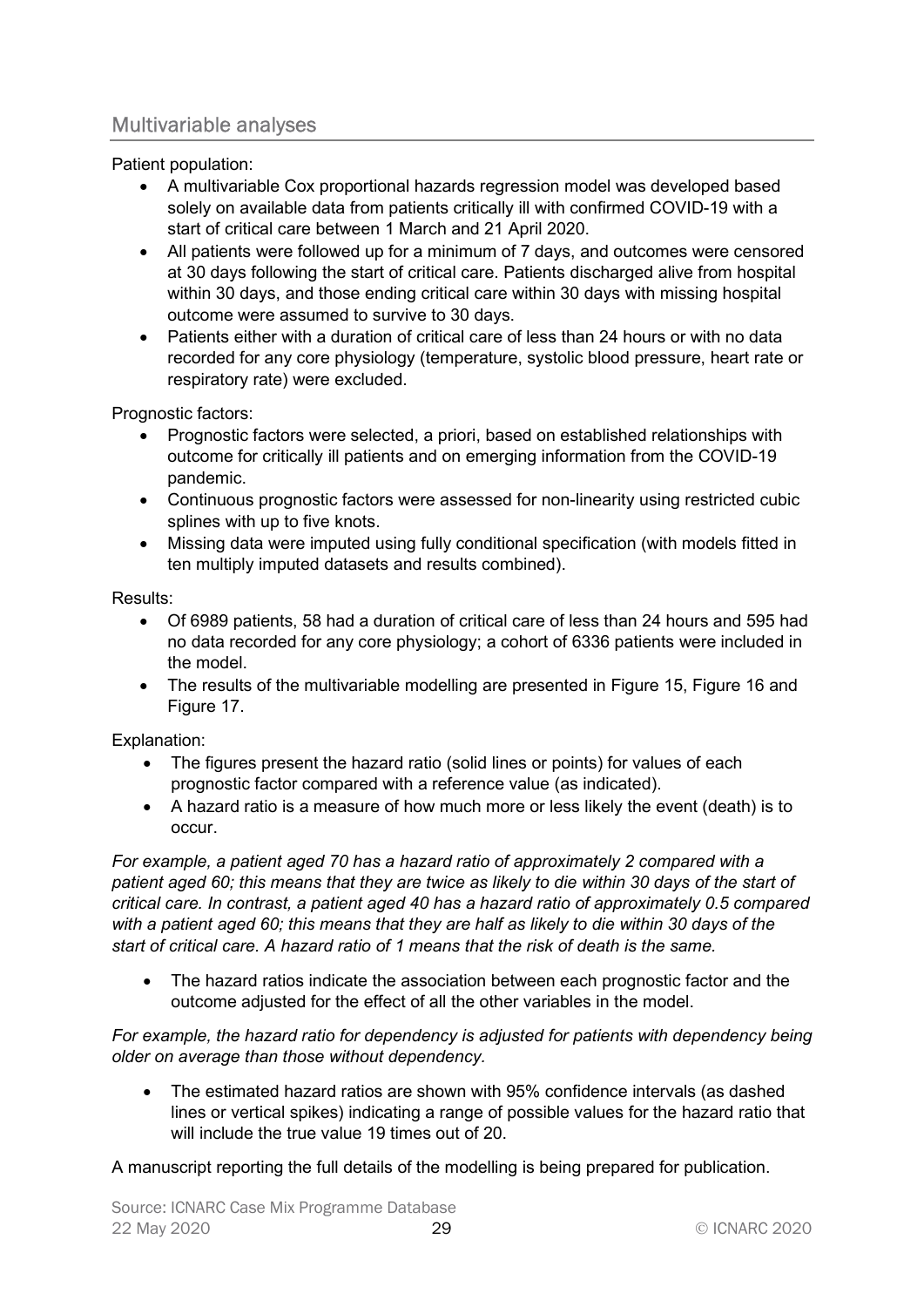## Multivariable analyses

Patient population:

- A multivariable Cox proportional hazards regression model was developed based solely on available data from patients critically ill with confirmed COVID-19 with a start of critical care between 1 March and 21 April 2020.
- All patients were followed up for a minimum of 7 days, and outcomes were censored at 30 days following the start of critical care. Patients discharged alive from hospital within 30 days, and those ending critical care within 30 days with missing hospital outcome were assumed to survive to 30 days.
- Patients either with a duration of critical care of less than 24 hours or with no data recorded for any core physiology (temperature, systolic blood pressure, heart rate or respiratory rate) were excluded.

Prognostic factors:

- Prognostic factors were selected, a priori, based on established relationships with outcome for critically ill patients and on emerging information from the COVID-19 pandemic.
- Continuous prognostic factors were assessed for non-linearity using restricted cubic splines with up to five knots.
- Missing data were imputed using fully conditional specification (with models fitted in ten multiply imputed datasets and results combined).

Results:

- Of 6989 patients, 58 had a duration of critical care of less than 24 hours and 595 had no data recorded for any core physiology; a cohort of 6336 patients were included in the model.
- The results of the multivariable modelling are presented in Figure 15, Figure 16 and Figure 17.

Explanation:

- The figures present the hazard ratio (solid lines or points) for values of each prognostic factor compared with a reference value (as indicated).
- A hazard ratio is a measure of how much more or less likely the event (death) is to occur.

*For example, a patient aged 70 has a hazard ratio of approximately 2 compared with a patient aged 60; this means that they are twice as likely to die within 30 days of the start of critical care. In contrast, a patient aged 40 has a hazard ratio of approximately 0.5 compared with a patient aged 60; this means that they are half as likely to die within 30 days of the start of critical care. A hazard ratio of 1 means that the risk of death is the same.*

- The hazard ratios indicate the association between each prognostic factor and the outcome adjusted for the effect of all the other variables in the model.

*For example, the hazard ratio for dependency is adjusted for patients with dependency being older on average than those without dependency.*

- The estimated hazard ratios are shown with 95% confidence intervals (as dashed lines or vertical spikes) indicating a range of possible values for the hazard ratio that will include the true value 19 times out of 20.

A manuscript reporting the full details of the modelling is being prepared for publication.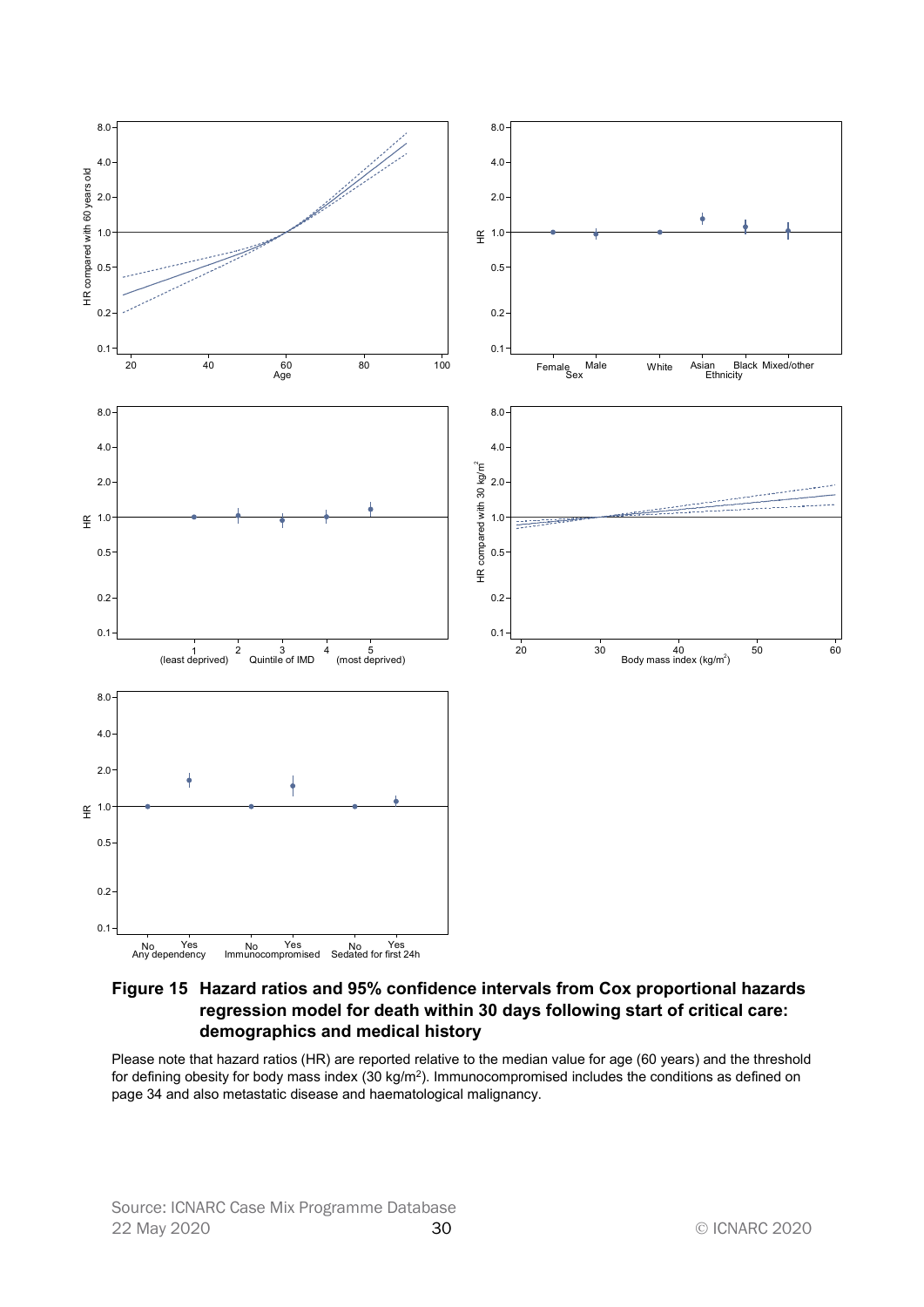**Figure 15 Hazard ratios and 95% confidence intervals from Cox proportional hazards regression model for death within 30 days following start of critical care: demographics and medical history**

Please note that hazard ratios (HR) are reported relative to the median value for age (60 years) and the threshold for defining obesity for body mass index (30 kg/m$^2$). Immunocompromised includes the conditions as defined on page 34 and also metastatic disease and haematological malignancy.

Source: ICNARC Case Mix Programme Database
22 May 2020 © ICNARC 2020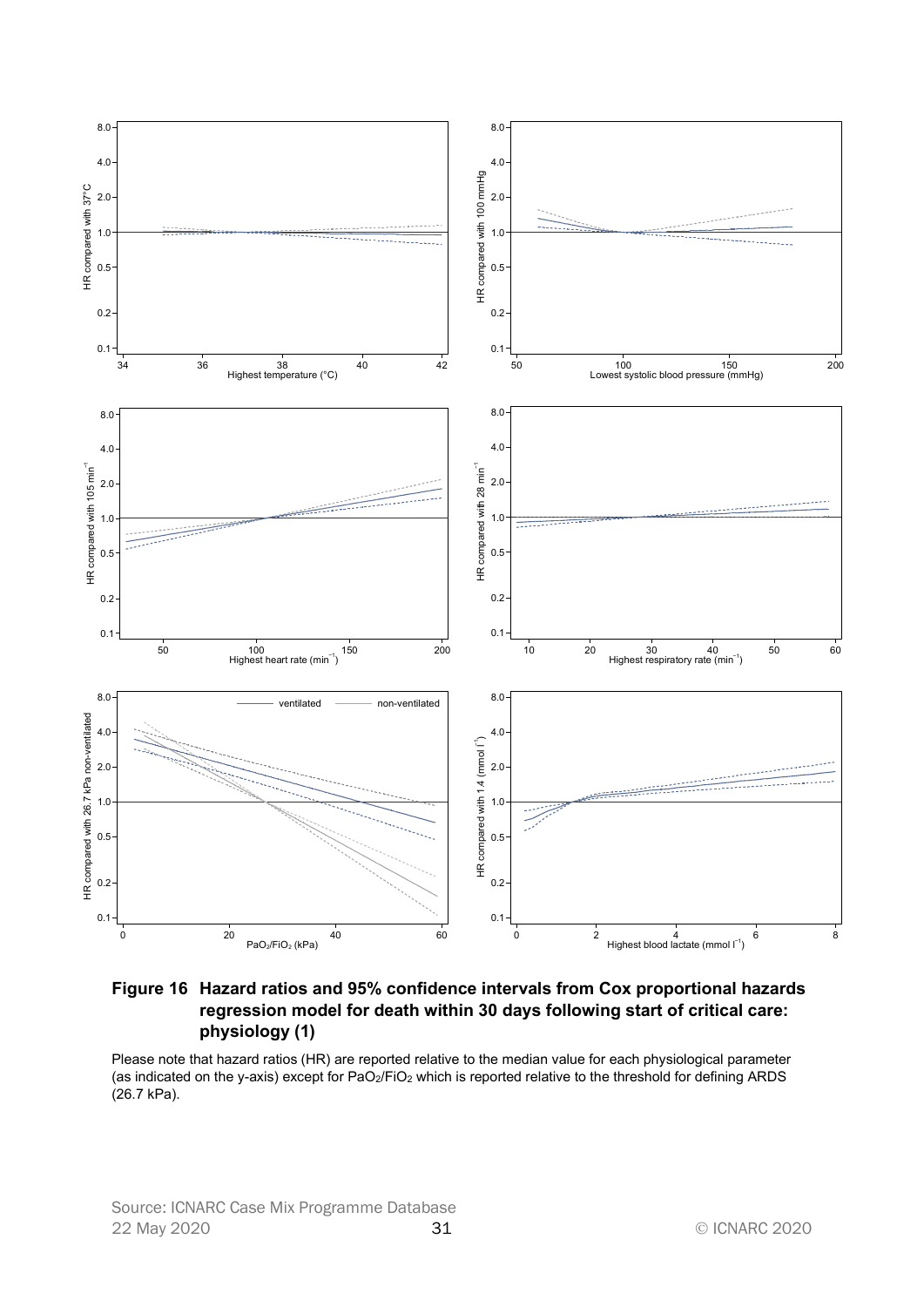**Figure 16 Hazard ratios and 95% confidence intervals from Cox proportional hazards regression model for death within 30 days following start of critical care: physiology (1)**

Please note that hazard ratios (HR) are reported relative to the median value for each physiological parameter (as indicated on the y-axis) except for $PaO_2/FiO_2$ which is reported relative to the threshold for defining ARDS (26.7 kPa).

Source: ICNARC Case Mix Programme Database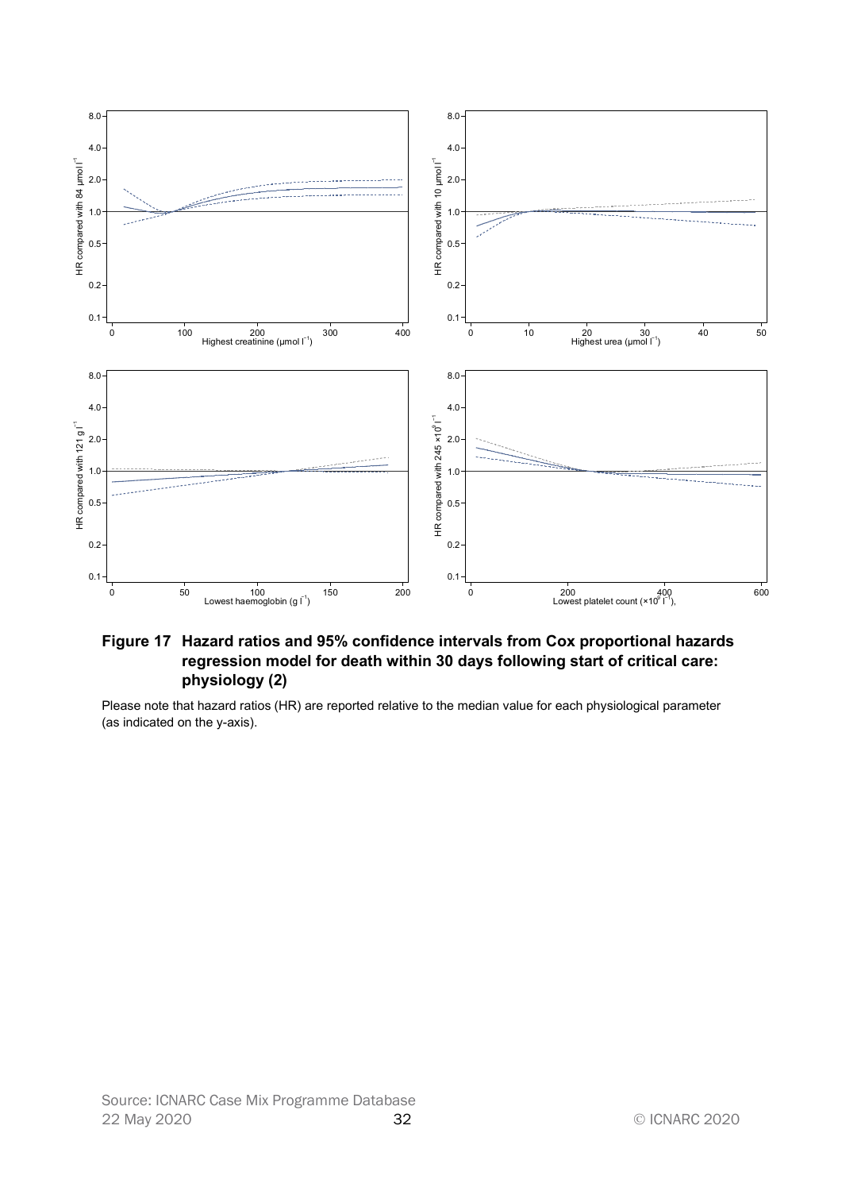**Figure 17 Hazard ratios and 95% confidence intervals from Cox proportional hazards regression model for death within 30 days following start of critical care: physiology (2)**

Please note that hazard ratios (HR) are reported relative to the median value for each physiological parameter (as indicated on the y-axis).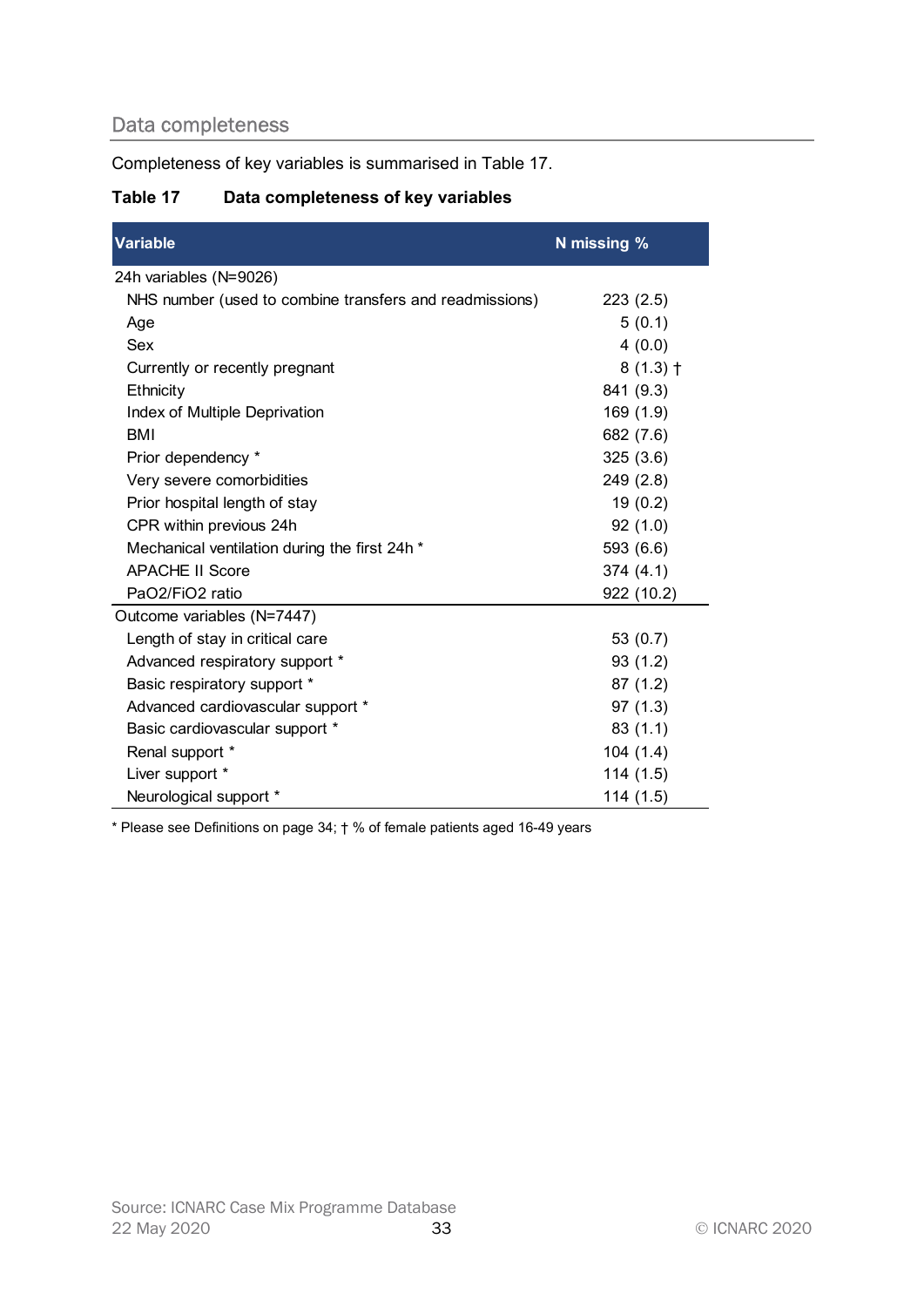## Data completeness

Completeness of key variables is summarised in Table 17.

**Table 17 Data completeness of key variables**

| Variable | N missing % |
|---|---|
| 24h variables (N=9026) | |
| NHS number (used to combine transfers and readmissions) | 223 (2.5) |
| Age | 5 (0.1) |
| Sex | 4 (0.0) |
| Currently or recently pregnant | 8 (1.3) † |
| Ethnicity | 841 (9.3) |
| Index of Multiple Deprivation | 169 (1.9) |
| BMI | 682 (7.6) |
| Prior dependency * | 325 (3.6) |
| Very severe comorbidities | 249 (2.8) |
| Prior hospital length of stay | 19 (0.2) |
| CPR within previous 24h | 92 (1.0) |
| Mechanical ventilation during the first 24h * | 593 (6.6) |
| APACHE II Score | 374 (4.1) |
| PaO2/FiO2 ratio | 922 (10.2) |
| Outcome variables (N=7447) | |
| Length of stay in critical care | 53 (0.7) |
| Advanced respiratory support * | 93 (1.2) |
| Basic respiratory support * | 87 (1.2) |
| Advanced cardiovascular support * | 97 (1.3) |
| Basic cardiovascular support * | 83 (1.1) |
| Renal support * | 104 (1.4) |
| Liver support * | 114 (1.5) |
| Neurological support * | 114 (1.5) |

* Please see Definitions on page 34; † % of female patients aged 16-49 years

Source: ICNARC Case Mix Programme Database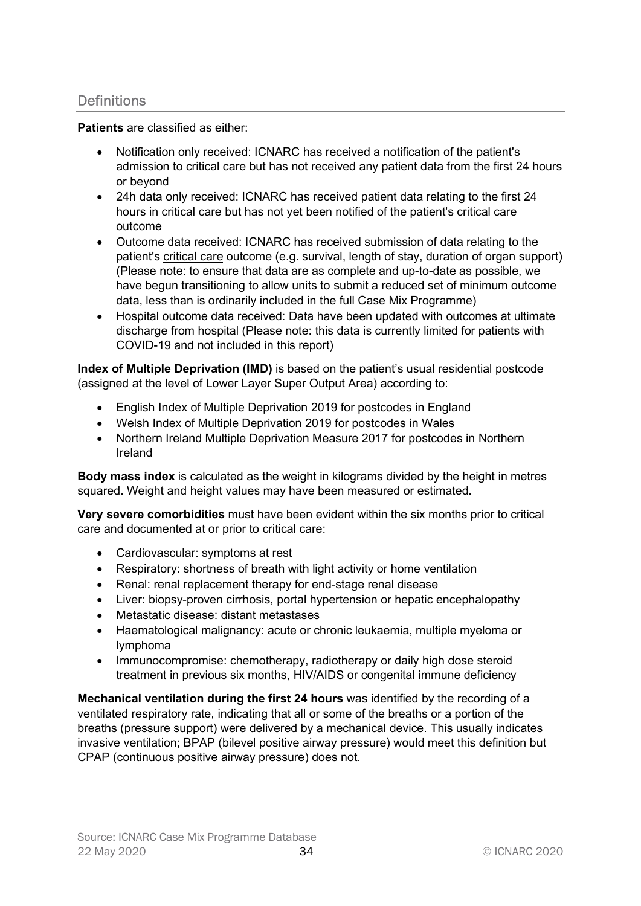## Definitions

**Patients** are classified as either:

- Notification only received: ICNARC has received a notification of the patient's admission to critical care but has not received any patient data from the first 24 hours or beyond
- 24h data only received: ICNARC has received patient data relating to the first 24 hours in critical care but has not yet been notified of the patient's critical care outcome
- Outcome data received: ICNARC has received submission of data relating to the patient's critical care outcome (e.g. survival, length of stay, duration of organ support) (Please note: to ensure that data are as complete and up-to-date as possible, we have begun transitioning to allow units to submit a reduced set of minimum outcome data, less than is ordinarily included in the full Case Mix Programme)
- Hospital outcome data received: Data have been updated with outcomes at ultimate discharge from hospital (Please note: this data is currently limited for patients with COVID-19 and not included in this report)

**Index of Multiple Deprivation (IMD)** is based on the patient's usual residential postcode (assigned at the level of Lower Layer Super Output Area) according to:

- English Index of Multiple Deprivation 2019 for postcodes in England
- Welsh Index of Multiple Deprivation 2019 for postcodes in Wales
- Northern Ireland Multiple Deprivation Measure 2017 for postcodes in Northern Ireland

**Body mass index** is calculated as the weight in kilograms divided by the height in metres squared. Weight and height values may have been measured or estimated.

**Very severe comorbidities** must have been evident within the six months prior to critical care and documented at or prior to critical care:

- Cardiovascular: symptoms at rest
- Respiratory: shortness of breath with light activity or home ventilation
- Renal: renal replacement therapy for end-stage renal disease
- Liver: biopsy-proven cirrhosis, portal hypertension or hepatic encephalopathy
- Metastatic disease: distant metastases
- Haematological malignancy: acute or chronic leukaemia, multiple myeloma or lymphoma
- Immunocompromise: chemotherapy, radiotherapy or daily high dose steroid treatment in previous six months, HIV/AIDS or congenital immune deficiency

**Mechanical ventilation during the first 24 hours** was identified by the recording of a ventilated respiratory rate, indicating that all or some of the breaths or a portion of the breaths (pressure support) were delivered by a mechanical device. This usually indicates invasive ventilation; BPAP (bilevel positive airway pressure) would meet this definition but CPAP (continuous positive airway pressure) does not.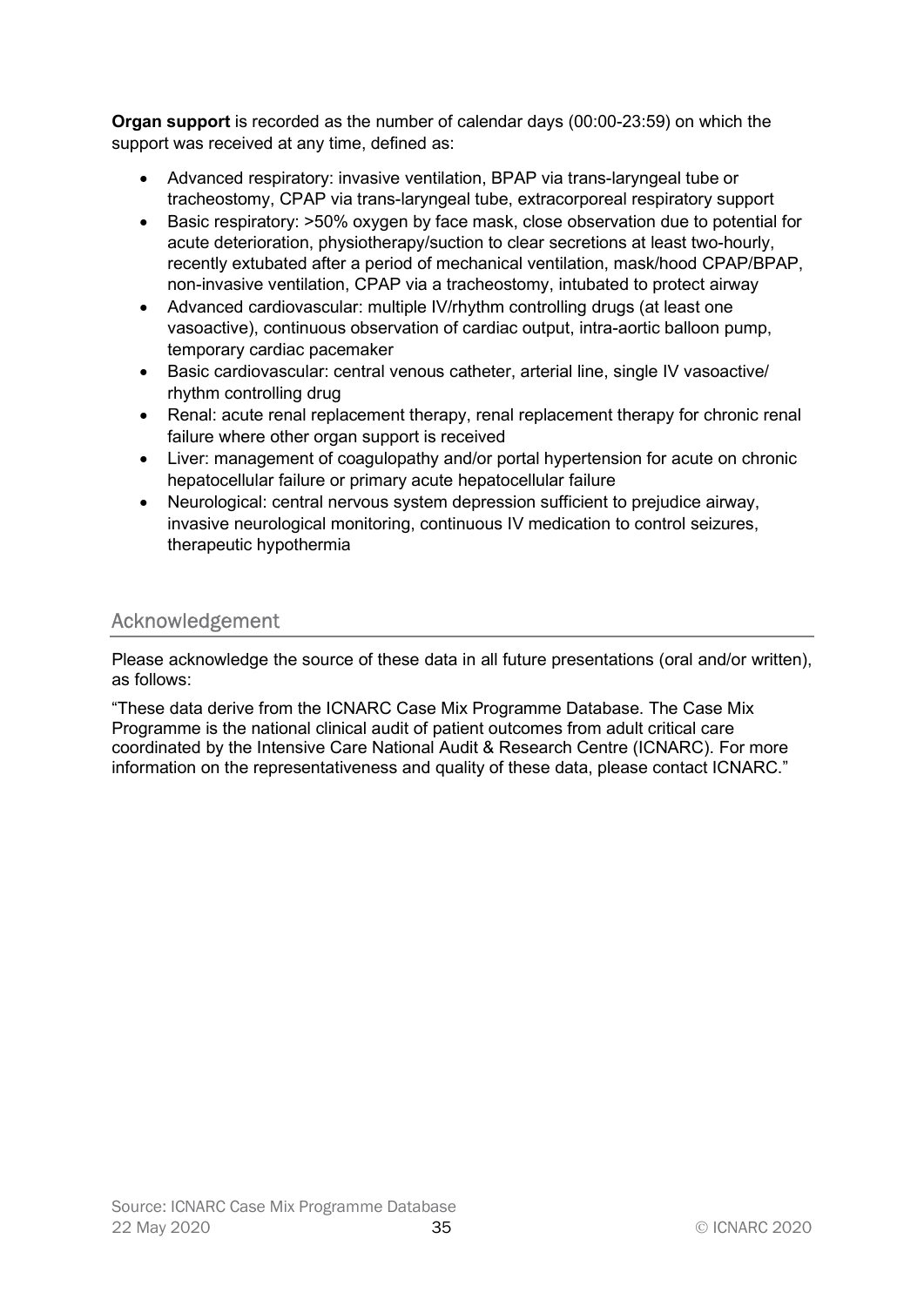**Organ support** is recorded as the number of calendar days (00:00-23:59) on which the support was received at any time, defined as:

- Advanced respiratory: invasive ventilation, BPAP via trans-laryngeal tube or tracheostomy, CPAP via trans-laryngeal tube, extracorporeal respiratory support
- Basic respiratory: >50% oxygen by face mask, close observation due to potential for acute deterioration, physiotherapy/suction to clear secretions at least two-hourly, recently extubated after a period of mechanical ventilation, mask/hood CPAP/BPAP, non-invasive ventilation, CPAP via a tracheostomy, intubated to protect airway
- Advanced cardiovascular: multiple IV/rhythm controlling drugs (at least one vasoactive), continuous observation of cardiac output, intra-aortic balloon pump, temporary cardiac pacemaker
- Basic cardiovascular: central venous catheter, arterial line, single IV vasoactive/ rhythm controlling drug
- Renal: acute renal replacement therapy, renal replacement therapy for chronic renal failure where other organ support is received
- Liver: management of coagulopathy and/or portal hypertension for acute on chronic hepatocellular failure or primary acute hepatocellular failure
- Neurological: central nervous system depression sufficient to prejudice airway, invasive neurological monitoring, continuous IV medication to control seizures, therapeutic hypothermia

## Acknowledgement

Please acknowledge the source of these data in all future presentations (oral and/or written), as follows:

"These data derive from the ICNARC Case Mix Programme Database. The Case Mix Programme is the national clinical audit of patient outcomes from adult critical care coordinated by the Intensive Care National Audit & Research Centre (ICNARC). For more information on the representativeness and quality of these data, please contact ICNARC."